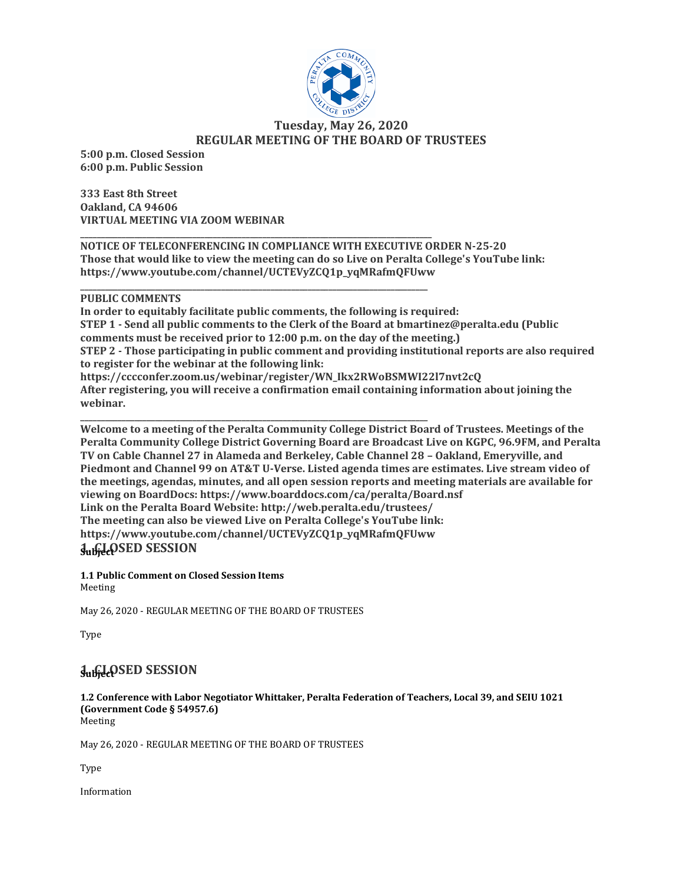# Tuesday, May 26, 2020
# REGULAR MEETING OF THE BOARD OF TRUSTEES

**5:00 p.m. Closed Session**
**6:00 p.m. Public Session**

**333 East 8th Street**
**Oakland, CA 94606**
**VIRTUAL MEETING VIA ZOOM WEBINAR**

---

**NOTICE OF TELECONFERENCING IN COMPLIANCE WITH EXECUTIVE ORDER N-25-20**
**Those that would like to view the meeting can do so Live on Peralta College's YouTube link: https://www.youtube.com/channel/UCTEVyZCQ1p_yqMRafmQFUww**

---

**PUBLIC COMMENTS**
**In order to equitably facilitate public comments, the following is required:**
**STEP 1 - Send all public comments to the Clerk of the Board at bmartinez@peralta.edu (Public comments must be received prior to 12:00 p.m. on the day of the meeting.)**
**STEP 2 - Those participating in public comment and providing institutional reports are also required to register for the webinar at the following link:**
**https://cccconfer.zoom.us/webinar/register/WN_Ikx2RWoBSMWI22l7nvt2cQ**
**After registering, you will receive a confirmation email containing information about joining the webinar.**

---

**Welcome to a meeting of the Peralta Community College District Board of Trustees. Meetings of the Peralta Community College District Governing Board are Broadcast Live on KGPC, 96.9FM, and Peralta TV on Cable Channel 27 in Alameda and Berkeley, Cable Channel 28 – Oakland, Emeryville, and Piedmont and Channel 99 on AT&T U-Verse. Listed agenda times are estimates. Live stream video of the meetings, agendas, minutes, and all open session reports and meeting materials are available for viewing on BoardDocs: https://www.boarddocs.com/ca/peralta/Board.nsf**
**Link on the Peralta Board Website: http://web.peralta.edu/trustees/**
**The meeting can also be viewed Live on Peralta College's YouTube link: https://www.youtube.com/channel/UCTEVyZCQ1p_yqMRafmQFUww**

## 1. CLOSED SESSION

Subject

**1.1 Public Comment on Closed Session Items**

Meeting

May 26, 2020 - REGULAR MEETING OF THE BOARD OF TRUSTEES

Type

## 1. CLOSED SESSION

Subject

**1.2 Conference with Labor Negotiator Whittaker, Peralta Federation of Teachers, Local 39, and SEIU 1021 (Government Code § 54957.6)**

Meeting

May 26, 2020 - REGULAR MEETING OF THE BOARD OF TRUSTEES

Type

Information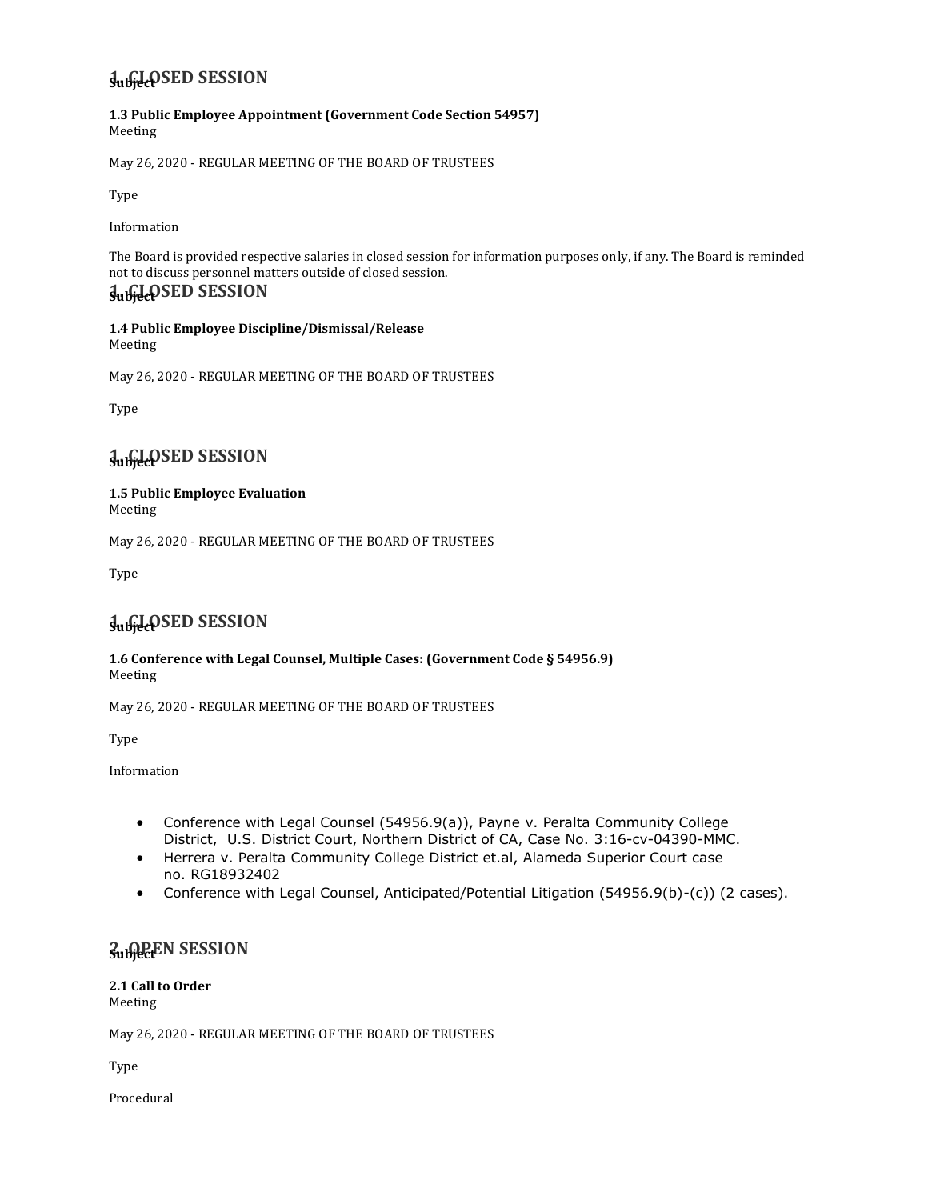## Subject

## 1. CLOSED SESSION

**1.3 Public Employee Appointment (Government Code Section 54957)**

Meeting

May 26, 2020 - REGULAR MEETING OF THE BOARD OF TRUSTEES

Type

Information

The Board is provided respective salaries in closed session for information purposes only, if any. The Board is reminded not to discuss personnel matters outside of closed session.

## Subject

## 1. CLOSED SESSION

**1.4 Public Employee Discipline/Dismissal/Release**

Meeting

May 26, 2020 - REGULAR MEETING OF THE BOARD OF TRUSTEES

Type

## Subject

## 1. CLOSED SESSION

**1.5 Public Employee Evaluation**

Meeting

May 26, 2020 - REGULAR MEETING OF THE BOARD OF TRUSTEES

Type

## Subject

## 1. CLOSED SESSION

**1.6 Conference with Legal Counsel, Multiple Cases: (Government Code § 54956.9)**

Meeting

May 26, 2020 - REGULAR MEETING OF THE BOARD OF TRUSTEES

Type

Information

- Conference with Legal Counsel (54956.9(a)), Payne v. Peralta Community College District, U.S. District Court, Northern District of CA, Case No. 3:16-cv-04390-MMC.
- Herrera v. Peralta Community College District et.al, Alameda Superior Court case no. RG18932402
- Conference with Legal Counsel, Anticipated/Potential Litigation (54956.9(b)-(c)) (2 cases).

## Subject

## 2. OPEN SESSION

**2.1 Call to Order**

Meeting

May 26, 2020 - REGULAR MEETING OF THE BOARD OF TRUSTEES

Type

Procedural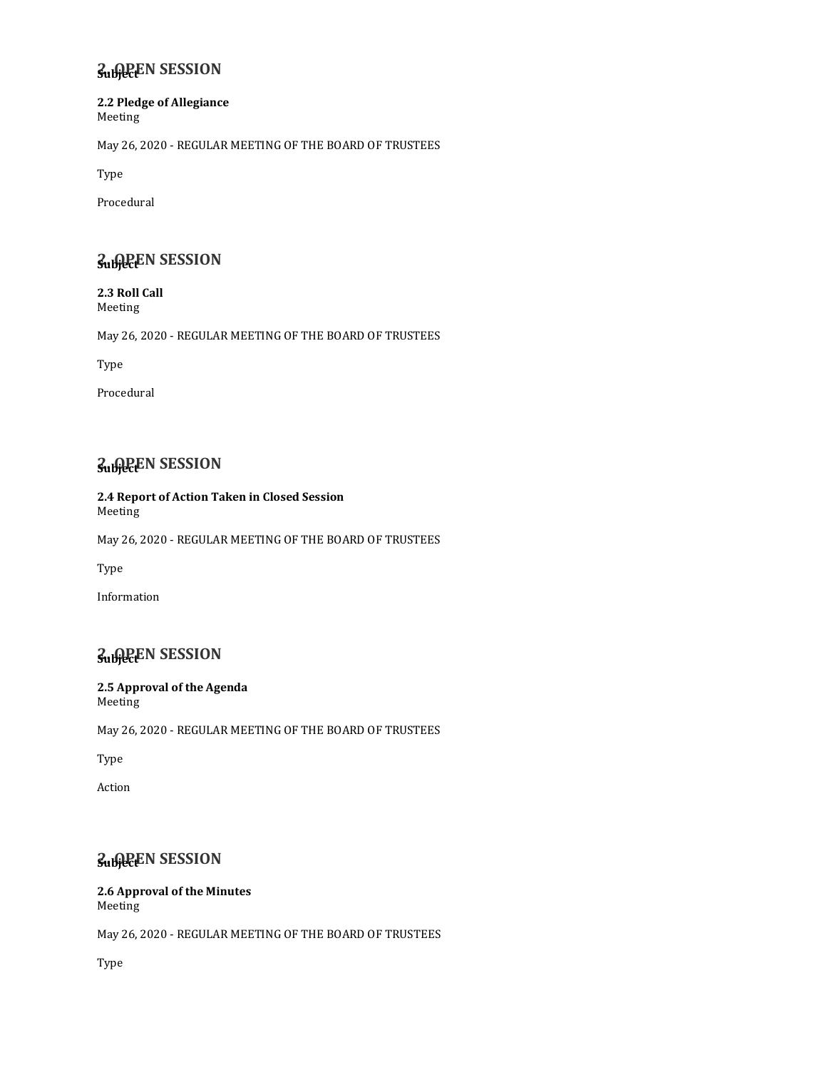## Subject

## 2. OPEN SESSION

**2.2 Pledge of Allegiance**
Meeting

May 26, 2020 - REGULAR MEETING OF THE BOARD OF TRUSTEES

Type

Procedural

## Subject

## 2. OPEN SESSION

**2.3 Roll Call**
Meeting

May 26, 2020 - REGULAR MEETING OF THE BOARD OF TRUSTEES

Type

Procedural

## Subject

## 2. OPEN SESSION

**2.4 Report of Action Taken in Closed Session**
Meeting

May 26, 2020 - REGULAR MEETING OF THE BOARD OF TRUSTEES

Type

Information

## Subject

## 2. OPEN SESSION

**2.5 Approval of the Agenda**
Meeting

May 26, 2020 - REGULAR MEETING OF THE BOARD OF TRUSTEES

Type

Action

## Subject

## 2. OPEN SESSION

**2.6 Approval of the Minutes**
Meeting

May 26, 2020 - REGULAR MEETING OF THE BOARD OF TRUSTEES

Type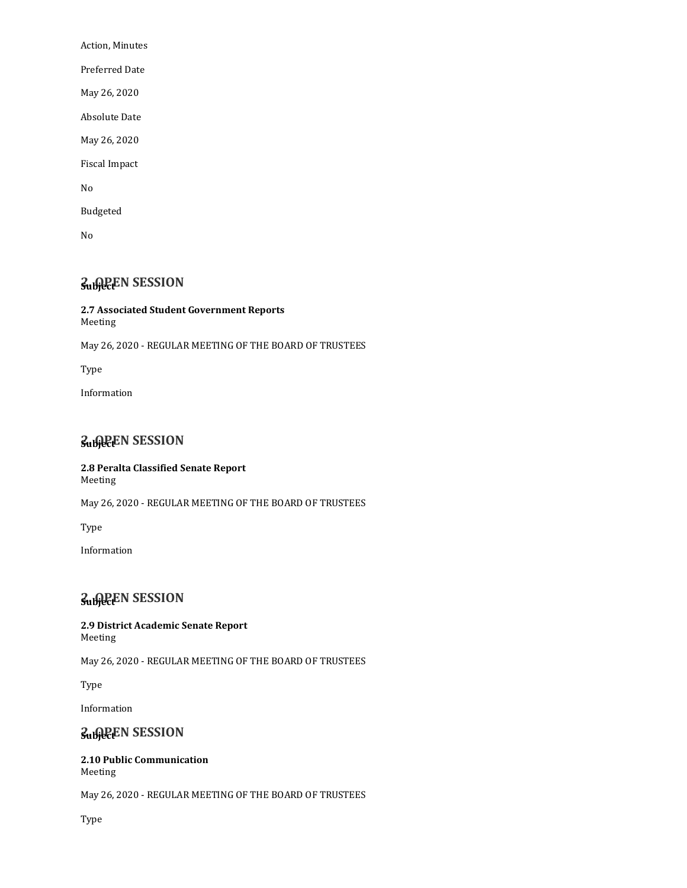Action, Minutes

Preferred Date

May 26, 2020

Absolute Date

May 26, 2020

Fiscal Impact

No

Budgeted

No

Subject

## 2. OPEN SESSION

**2.7 Associated Student Government Reports**
Meeting

May 26, 2020 - REGULAR MEETING OF THE BOARD OF TRUSTEES

Type

Information

Subject

## 2. OPEN SESSION

**2.8 Peralta Classified Senate Report**
Meeting

May 26, 2020 - REGULAR MEETING OF THE BOARD OF TRUSTEES

Type

Information

Subject

## 2. OPEN SESSION

**2.9 District Academic Senate Report**
Meeting

May 26, 2020 - REGULAR MEETING OF THE BOARD OF TRUSTEES

Type

Information

Subject

## 2. OPEN SESSION

**2.10 Public Communication**
Meeting

May 26, 2020 - REGULAR MEETING OF THE BOARD OF TRUSTEES

Type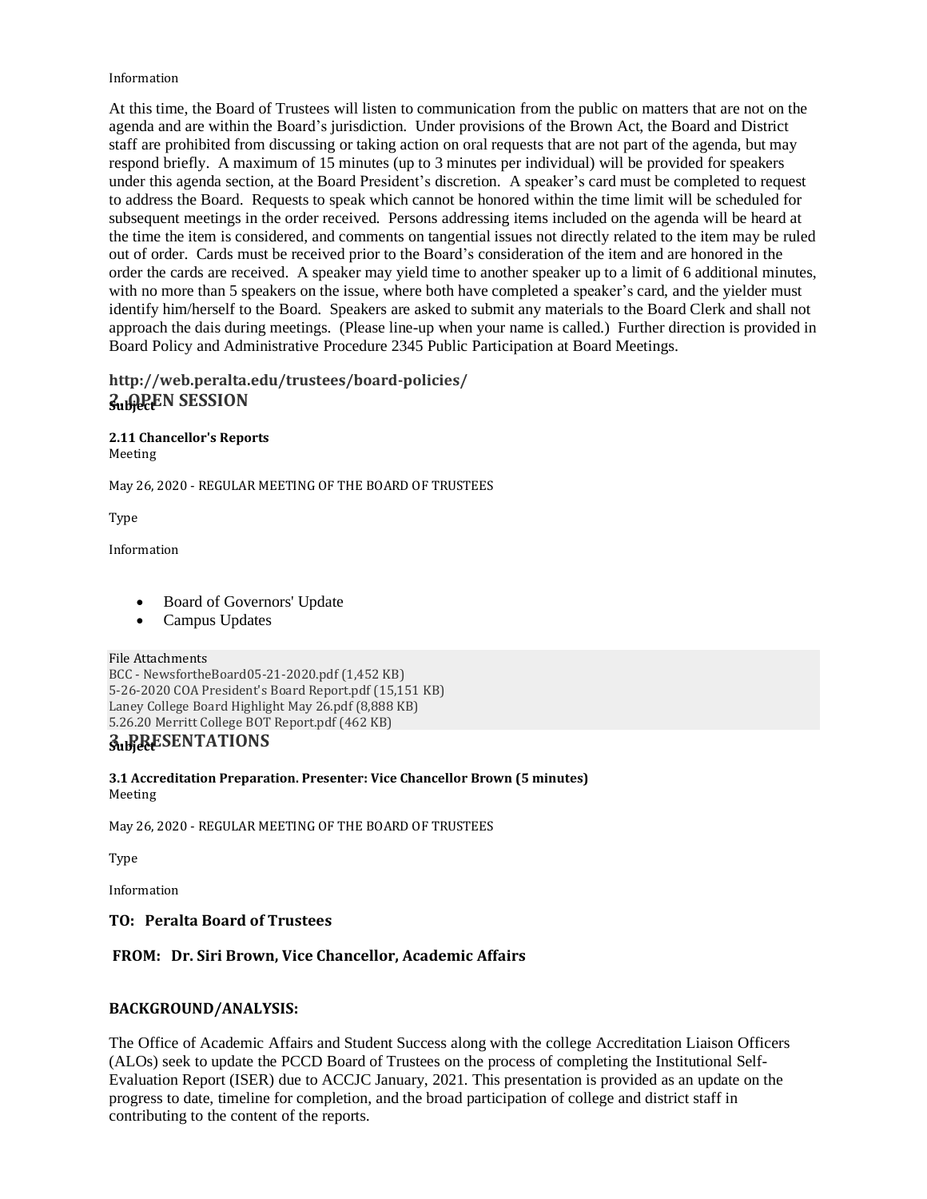Information

At this time, the Board of Trustees will listen to communication from the public on matters that are not on the agenda and are within the Board's jurisdiction. Under provisions of the Brown Act, the Board and District staff are prohibited from discussing or taking action on oral requests that are not part of the agenda, but may respond briefly. A maximum of 15 minutes (up to 3 minutes per individual) will be provided for speakers under this agenda section, at the Board President's discretion. A speaker's card must be completed to request to address the Board. Requests to speak which cannot be honored within the time limit will be scheduled for subsequent meetings in the order received. Persons addressing items included on the agenda will be heard at the time the item is considered, and comments on tangential issues not directly related to the item may be ruled out of order. Cards must be received prior to the Board's consideration of the item and are honored in the order the cards are received. A speaker may yield time to another speaker up to a limit of 6 additional minutes, with no more than 5 speakers on the issue, where both have completed a speaker's card, and the yielder must identify him/herself to the Board. Speakers are asked to submit any materials to the Board Clerk and shall not approach the dais during meetings. (Please line-up when your name is called.) Further direction is provided in Board Policy and Administrative Procedure 2345 Public Participation at Board Meetings.

**http://web.peralta.edu/trustees/board-policies/**

Subject

## 2. OPEN SESSION

**2.11 Chancellor's Reports**

Meeting

May 26, 2020 - REGULAR MEETING OF THE BOARD OF TRUSTEES

Type

Information

- Board of Governors' Update
- Campus Updates

File Attachments
BCC - NewsfortheBoard05-21-2020.pdf (1,452 KB)
5-26-2020 COA President's Board Report.pdf (15,151 KB)
Laney College Board Highlight May 26.pdf (8,888 KB)
5.26.20 Merritt College BOT Report.pdf (462 KB)

Subject

## 3. PRESENTATIONS

**3.1 Accreditation Preparation. Presenter: Vice Chancellor Brown (5 minutes)**

Meeting

May 26, 2020 - REGULAR MEETING OF THE BOARD OF TRUSTEES

Type

Information

**TO: Peralta Board of Trustees**

**FROM: Dr. Siri Brown, Vice Chancellor, Academic Affairs**

**BACKGROUND/ANALYSIS:**

The Office of Academic Affairs and Student Success along with the college Accreditation Liaison Officers (ALOs) seek to update the PCCD Board of Trustees on the process of completing the Institutional Self-Evaluation Report (ISER) due to ACCJC January, 2021. This presentation is provided as an update on the progress to date, timeline for completion, and the broad participation of college and district staff in contributing to the content of the reports.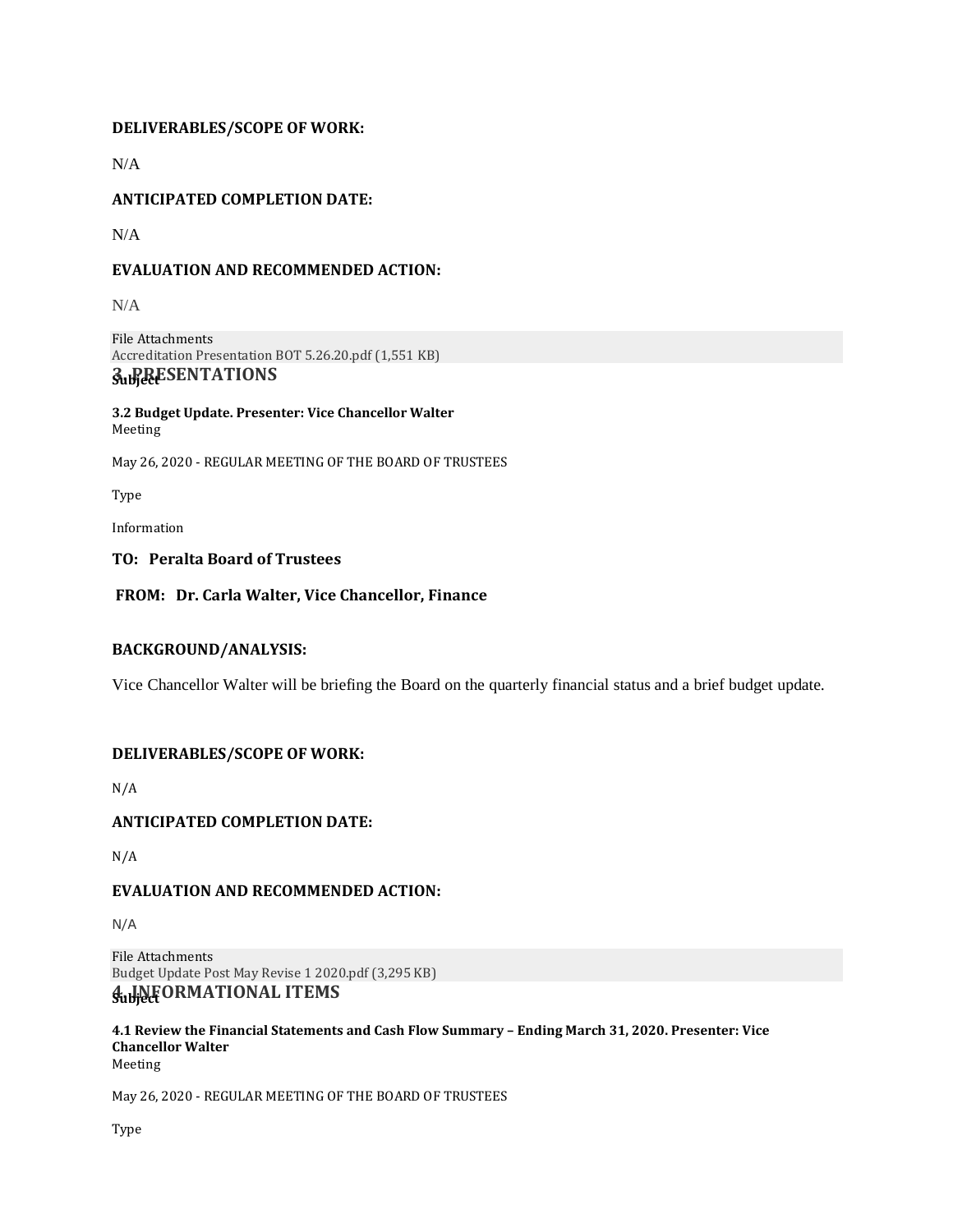**DELIVERABLES/SCOPE OF WORK:**

N/A

**ANTICIPATED COMPLETION DATE:**

N/A

**EVALUATION AND RECOMMENDED ACTION:**

N/A

File Attachments
Accreditation Presentation BOT 5.26.20.pdf (1,551 KB)

Subject

## 3. PRESENTATIONS

**3.2 Budget Update. Presenter: Vice Chancellor Walter**

Meeting

May 26, 2020 - REGULAR MEETING OF THE BOARD OF TRUSTEES

Type

Information

**TO: Peralta Board of Trustees**

**FROM: Dr. Carla Walter, Vice Chancellor, Finance**

**BACKGROUND/ANALYSIS:**

Vice Chancellor Walter will be briefing the Board on the quarterly financial status and a brief budget update.

**DELIVERABLES/SCOPE OF WORK:**

N/A

**ANTICIPATED COMPLETION DATE:**

N/A

**EVALUATION AND RECOMMENDED ACTION:**

N/A

File Attachments
Budget Update Post May Revise 1 2020.pdf (3,295 KB)

Subject

## 4. INFORMATIONAL ITEMS

**4.1 Review the Financial Statements and Cash Flow Summary – Ending March 31, 2020. Presenter: Vice Chancellor Walter**

Meeting

May 26, 2020 - REGULAR MEETING OF THE BOARD OF TRUSTEES

Type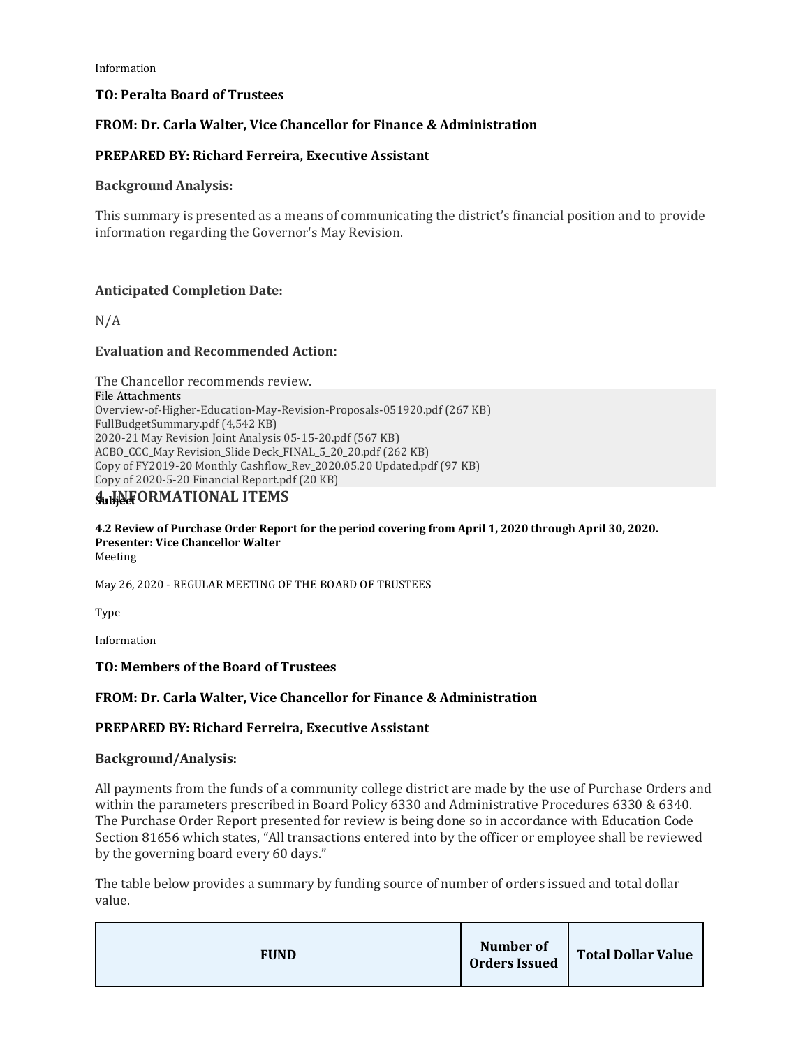Information

**TO: Peralta Board of Trustees**

**FROM: Dr. Carla Walter, Vice Chancellor for Finance & Administration**

**PREPARED BY: Richard Ferreira, Executive Assistant**

**Background Analysis:**

This summary is presented as a means of communicating the district's financial position and to provide information regarding the Governor's May Revision.

**Anticipated Completion Date:**

N/A

**Evaluation and Recommended Action:**

The Chancellor recommends review.

File Attachments
Overview-of-Higher-Education-May-Revision-Proposals-051920.pdf (267 KB)
FullBudgetSummary.pdf (4,542 KB)
2020-21 May Revision Joint Analysis 05-15-20.pdf (567 KB)
ACBO_CCC_May Revision_Slide Deck_FINAL_5_20_20.pdf (262 KB)
Copy of FY2019-20 Monthly Cashflow_Rev_2020.05.20 Updated.pdf (97 KB)
Copy of 2020-5-20 Financial Report.pdf (20 KB)

Subject

## 4. INFORMATIONAL ITEMS

**4.2 Review of Purchase Order Report for the period covering from April 1, 2020 through April 30, 2020.**
**Presenter: Vice Chancellor Walter**

Meeting

May 26, 2020 - REGULAR MEETING OF THE BOARD OF TRUSTEES

Type

Information

**TO: Members of the Board of Trustees**

**FROM: Dr. Carla Walter, Vice Chancellor for Finance & Administration**

**PREPARED BY: Richard Ferreira, Executive Assistant**

**Background/Analysis:**

All payments from the funds of a community college district are made by the use of Purchase Orders and within the parameters prescribed in Board Policy 6330 and Administrative Procedures 6330 & 6340. The Purchase Order Report presented for review is being done so in accordance with Education Code Section 81656 which states, "All transactions entered into by the officer or employee shall be reviewed by the governing board every 60 days."

The table below provides a summary by funding source of number of orders issued and total dollar value.

| FUND | Number of Orders Issued | Total Dollar Value |
|---|---|---|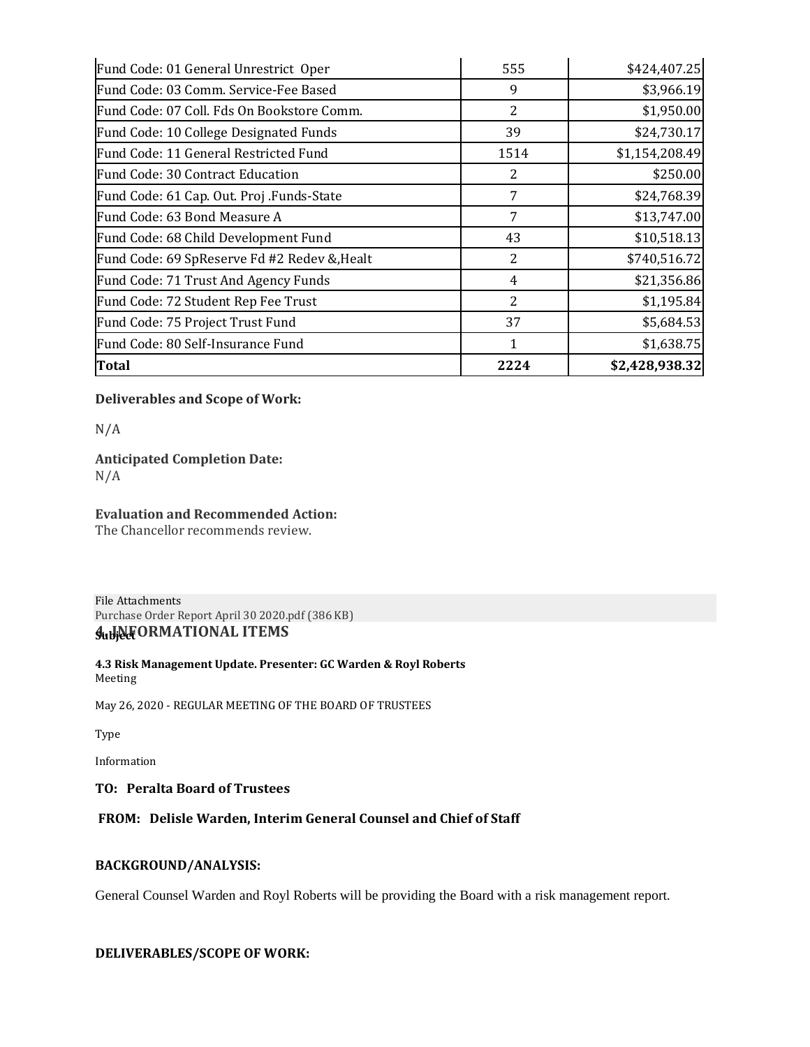| | | |
|---|---|---|
| Fund Code: 01 General Unrestrict Oper | 555 | $424,407.25 |
| Fund Code: 03 Comm. Service-Fee Based | 9 | $3,966.19 |
| Fund Code: 07 Coll. Fds On Bookstore Comm. | 2 | $1,950.00 |
| Fund Code: 10 College Designated Funds | 39 | $24,730.17 |
| Fund Code: 11 General Restricted Fund | 1514 | $1,154,208.49 |
| Fund Code: 30 Contract Education | 2 | $250.00 |
| Fund Code: 61 Cap. Out. Proj .Funds-State | 7 | $24,768.39 |
| Fund Code: 63 Bond Measure A | 7 | $13,747.00 |
| Fund Code: 68 Child Development Fund | 43 | $10,518.13 |
| Fund Code: 69 SpReserve Fd #2 Redev &,Healt | 2 | $740,516.72 |
| Fund Code: 71 Trust And Agency Funds | 4 | $21,356.86 |
| Fund Code: 72 Student Rep Fee Trust | 2 | $1,195.84 |
| Fund Code: 75 Project Trust Fund | 37 | $5,684.53 |
| Fund Code: 80 Self-Insurance Fund | 1 | $1,638.75 |
| **Total** | **2224** | **$2,428,938.32** |

**Deliverables and Scope of Work:**

N/A

**Anticipated Completion Date:**
N/A

**Evaluation and Recommended Action:**
The Chancellor recommends review.

File Attachments
Purchase Order Report April 30 2020.pdf (386 KB)

Subject

**4. INFORMATIONAL ITEMS**

**4.3 Risk Management Update. Presenter: GC Warden & Royl Roberts**

Meeting

May 26, 2020 - REGULAR MEETING OF THE BOARD OF TRUSTEES

Type

Information

**TO: Peralta Board of Trustees**

**FROM: Delisle Warden, Interim General Counsel and Chief of Staff**

**BACKGROUND/ANALYSIS:**

General Counsel Warden and Royl Roberts will be providing the Board with a risk management report.

**DELIVERABLES/SCOPE OF WORK:**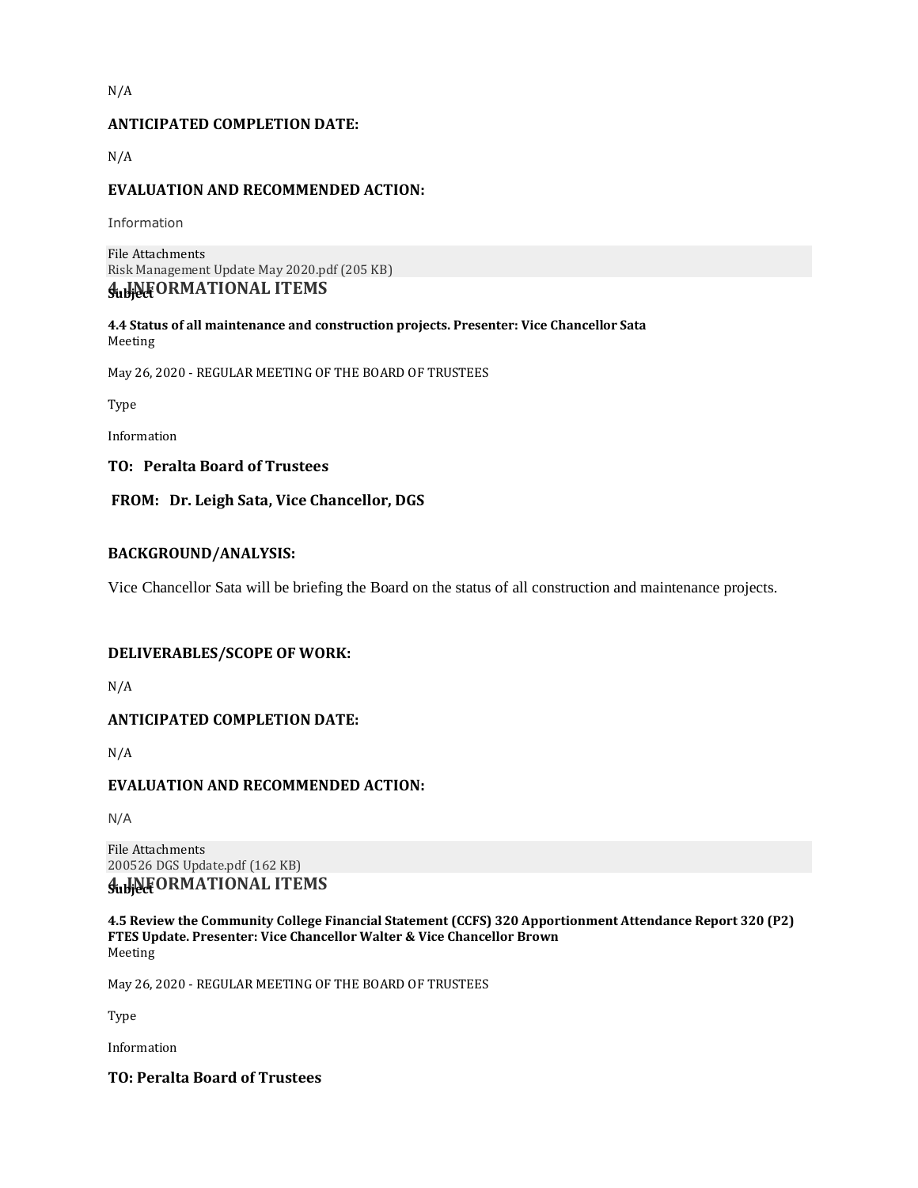N/A

**ANTICIPATED COMPLETION DATE:**

N/A

**EVALUATION AND RECOMMENDED ACTION:**

Information

File Attachments
Risk Management Update May 2020.pdf (205 KB)

Subject

## 4. INFORMATIONAL ITEMS

**4.4 Status of all maintenance and construction projects. Presenter: Vice Chancellor Sata**

Meeting

May 26, 2020 - REGULAR MEETING OF THE BOARD OF TRUSTEES

Type

Information

**TO: Peralta Board of Trustees**

**FROM: Dr. Leigh Sata, Vice Chancellor, DGS**

**BACKGROUND/ANALYSIS:**

Vice Chancellor Sata will be briefing the Board on the status of all construction and maintenance projects.

**DELIVERABLES/SCOPE OF WORK:**

N/A

**ANTICIPATED COMPLETION DATE:**

N/A

**EVALUATION AND RECOMMENDED ACTION:**

N/A

File Attachments
200526 DGS Update.pdf (162 KB)

Subject

## 4. INFORMATIONAL ITEMS

**4.5 Review the Community College Financial Statement (CCFS) 320 Apportionment Attendance Report 320 (P2) FTES Update. Presenter: Vice Chancellor Walter & Vice Chancellor Brown**

Meeting

May 26, 2020 - REGULAR MEETING OF THE BOARD OF TRUSTEES

Type

Information

**TO: Peralta Board of Trustees**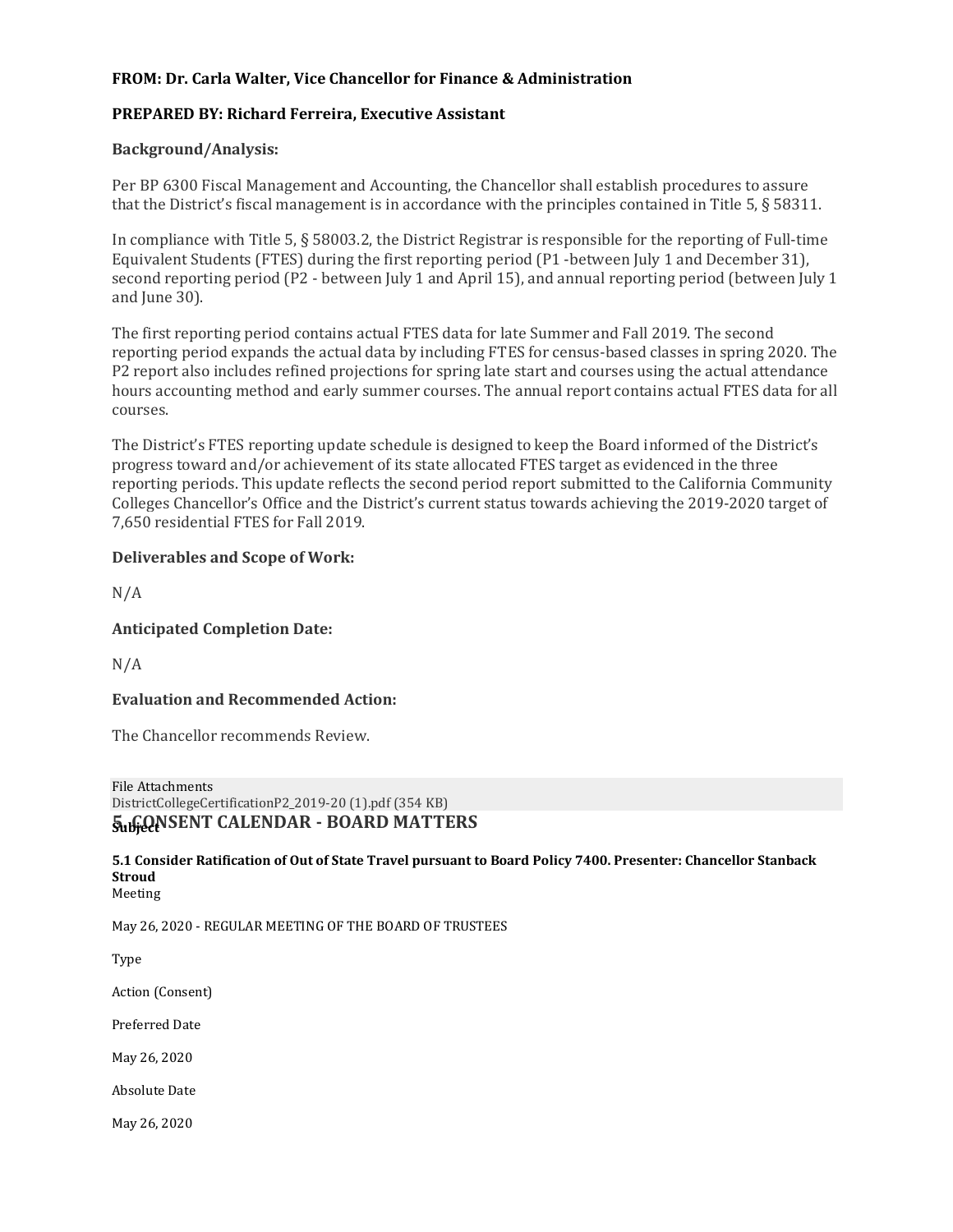**FROM: Dr. Carla Walter, Vice Chancellor for Finance & Administration**

**PREPARED BY: Richard Ferreira, Executive Assistant**

**Background/Analysis:**

Per BP 6300 Fiscal Management and Accounting, the Chancellor shall establish procedures to assure that the District's fiscal management is in accordance with the principles contained in Title 5, § 58311.

In compliance with Title 5, § 58003.2, the District Registrar is responsible for the reporting of Full-time Equivalent Students (FTES) during the first reporting period (P1 -between July 1 and December 31), second reporting period (P2 - between July 1 and April 15), and annual reporting period (between July 1 and June 30).

The first reporting period contains actual FTES data for late Summer and Fall 2019. The second reporting period expands the actual data by including FTES for census-based classes in spring 2020. The P2 report also includes refined projections for spring late start and courses using the actual attendance hours accounting method and early summer courses. The annual report contains actual FTES data for all courses.

The District's FTES reporting update schedule is designed to keep the Board informed of the District's progress toward and/or achievement of its state allocated FTES target as evidenced in the three reporting periods. This update reflects the second period report submitted to the California Community Colleges Chancellor's Office and the District's current status towards achieving the 2019-2020 target of 7,650 residential FTES for Fall 2019.

**Deliverables and Scope of Work:**

N/A

**Anticipated Completion Date:**

N/A

**Evaluation and Recommended Action:**

The Chancellor recommends Review.

File Attachments
DistrictCollegeCertificationP2_2019-20 (1).pdf (354 KB)

Subject

## 5. CONSENT CALENDAR - BOARD MATTERS

**5.1 Consider Ratification of Out of State Travel pursuant to Board Policy 7400. Presenter: Chancellor Stanback Stroud**

Meeting

May 26, 2020 - REGULAR MEETING OF THE BOARD OF TRUSTEES

Type

Action (Consent)

Preferred Date

May 26, 2020

Absolute Date

May 26, 2020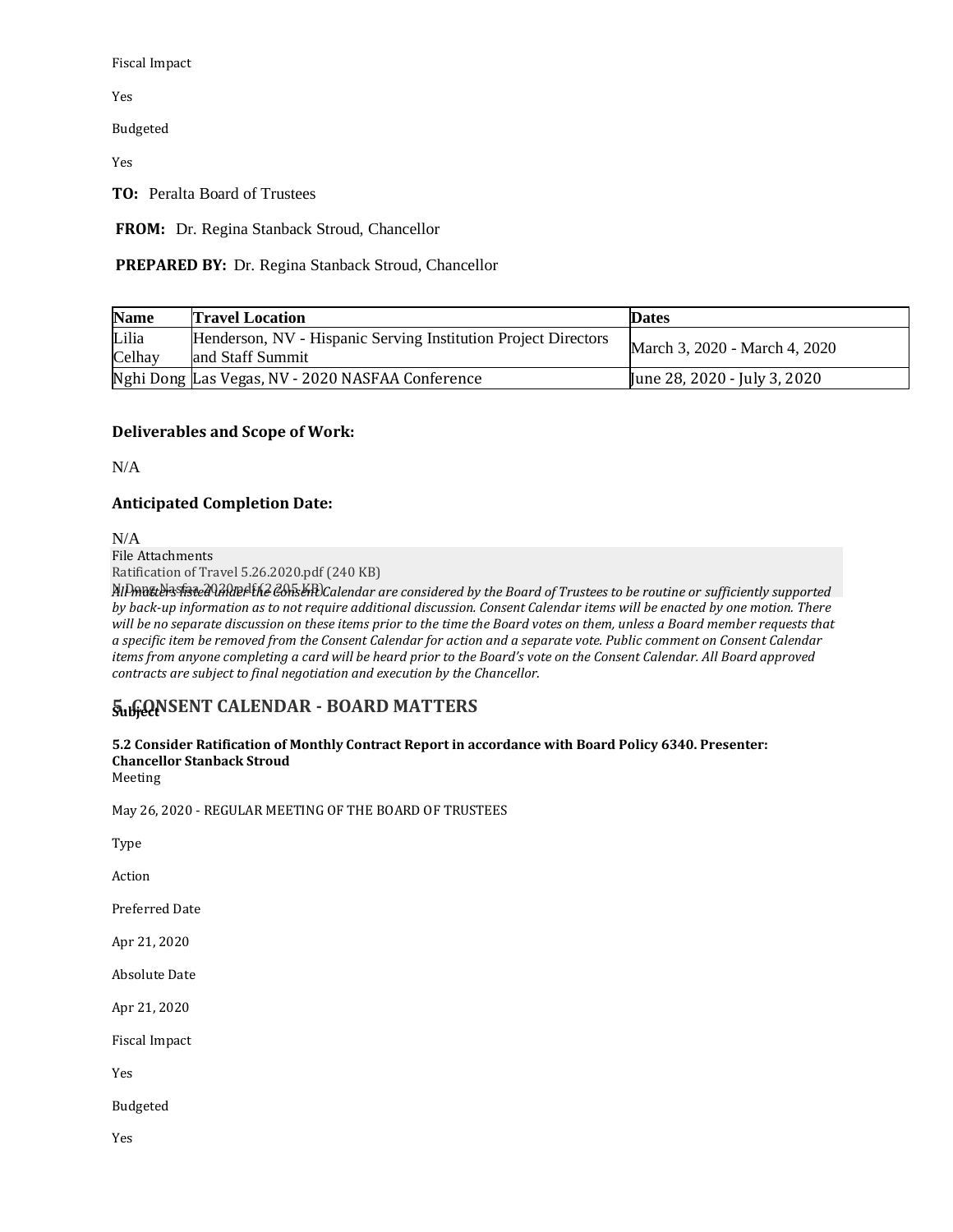Fiscal Impact

Yes

Budgeted

Yes

**TO:** Peralta Board of Trustees

**FROM:** Dr. Regina Stanback Stroud, Chancellor

**PREPARED BY:** Dr. Regina Stanback Stroud, Chancellor

| Name | Travel Location | Dates |
|---|---|---|
| Lilia Celhay | Henderson, NV - Hispanic Serving Institution Project Directors and Staff Summit | March 3, 2020 - March 4, 2020 |
| Nghi Dong | Las Vegas, NV - 2020 NASFAA Conference | June 28, 2020 - July 3, 2020 |

### Deliverables and Scope of Work:

N/A

### Anticipated Completion Date:

N/A

File Attachments

Ratification of Travel 5.26.2020.pdf (240 KB)

N.Dong Nasfaa 2020.pdf (2,205 KB)

*All matters listed under the Consent Calendar are considered by the Board of Trustees to be routine or sufficiently supported by back-up information as to not require additional discussion. Consent Calendar items will be enacted by one motion. There will be no separate discussion on these items prior to the time the Board votes on them, unless a Board member requests that a specific item be removed from the Consent Calendar for action and a separate vote. Public comment on Consent Calendar items from anyone completing a card will be heard prior to the Board's vote on the Consent Calendar. All Board approved contracts are subject to final negotiation and execution by the Chancellor.*

## 5. CONSENT CALENDAR - BOARD MATTERS

Subject

**5.2 Consider Ratification of Monthly Contract Report in accordance with Board Policy 6340. Presenter: Chancellor Stanback Stroud**

Meeting

May 26, 2020 - REGULAR MEETING OF THE BOARD OF TRUSTEES

Type

Action

Preferred Date

Apr 21, 2020

Absolute Date

Apr 21, 2020

Fiscal Impact

Yes

Budgeted

Yes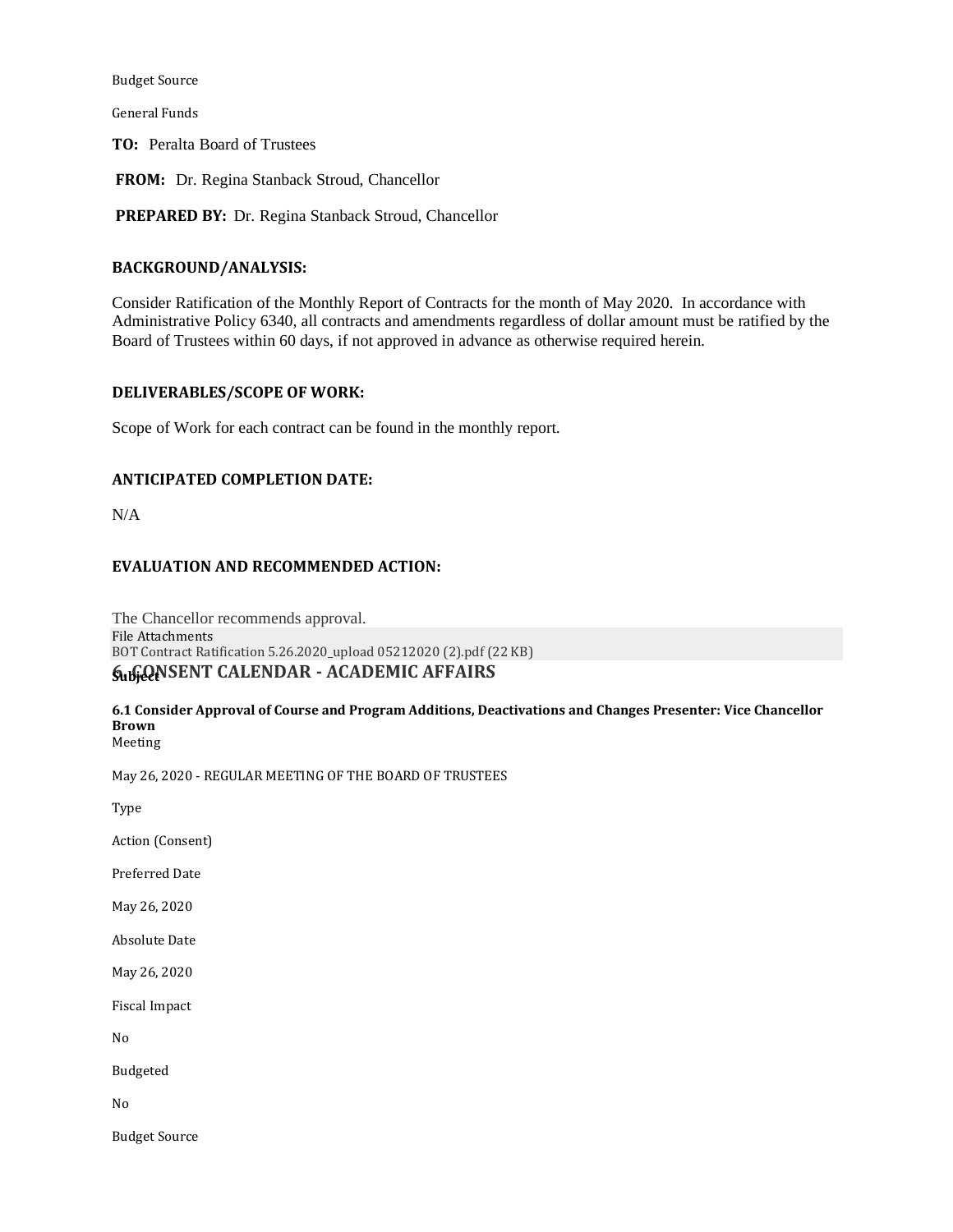Budget Source

General Funds

**TO:** Peralta Board of Trustees

**FROM:** Dr. Regina Stanback Stroud, Chancellor

**PREPARED BY:** Dr. Regina Stanback Stroud, Chancellor

**BACKGROUND/ANALYSIS:**

Consider Ratification of the Monthly Report of Contracts for the month of May 2020. In accordance with Administrative Policy 6340, all contracts and amendments regardless of dollar amount must be ratified by the Board of Trustees within 60 days, if not approved in advance as otherwise required herein.

**DELIVERABLES/SCOPE OF WORK:**

Scope of Work for each contract can be found in the monthly report.

**ANTICIPATED COMPLETION DATE:**

N/A

**EVALUATION AND RECOMMENDED ACTION:**

The Chancellor recommends approval.

File Attachments

BOT Contract Ratification 5.26.2020_upload 05212020 (2).pdf (22 KB)

Subject

## 6. CONSENT CALENDAR - ACADEMIC AFFAIRS

**6.1 Consider Approval of Course and Program Additions, Deactivations and Changes Presenter: Vice Chancellor Brown**

Meeting

May 26, 2020 - REGULAR MEETING OF THE BOARD OF TRUSTEES

Type

Action (Consent)

Preferred Date

May 26, 2020

Absolute Date

May 26, 2020

Fiscal Impact

No

Budgeted

No

Budget Source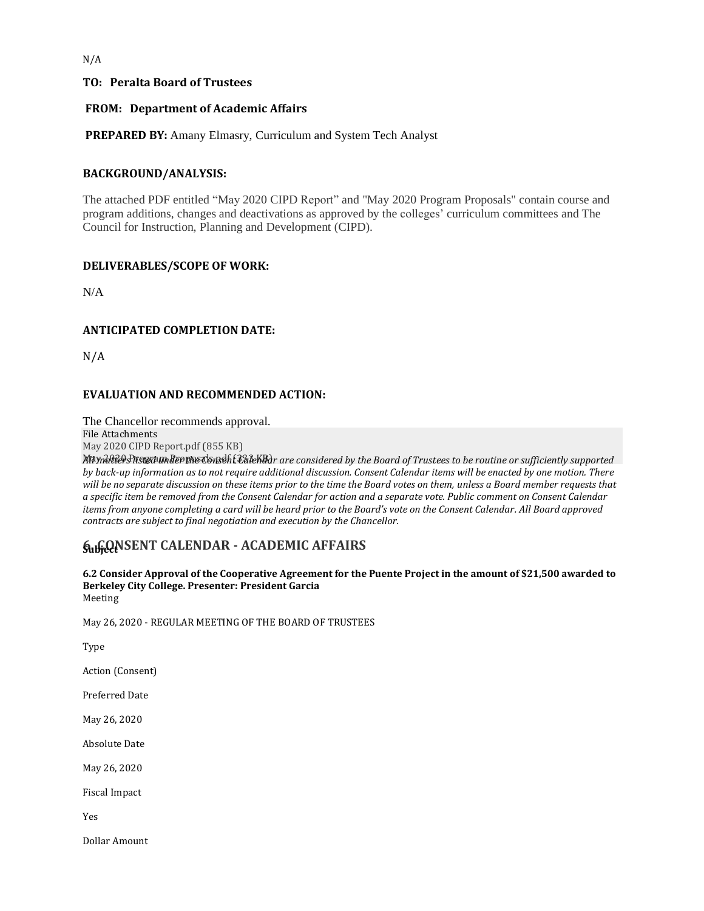N/A

**TO: Peralta Board of Trustees**

**FROM: Department of Academic Affairs**

**PREPARED BY:** Amany Elmasry, Curriculum and System Tech Analyst

**BACKGROUND/ANALYSIS:**

The attached PDF entitled "May 2020 CIPD Report" and "May 2020 Program Proposals" contain course and program additions, changes and deactivations as approved by the colleges' curriculum committees and The Council for Instruction, Planning and Development (CIPD).

**DELIVERABLES/SCOPE OF WORK:**

N/A

**ANTICIPATED COMPLETION DATE:**

N/A

**EVALUATION AND RECOMMENDED ACTION:**

The Chancellor recommends approval.

File Attachments

May 2020 CIPD Report.pdf (855 KB)

May 2020 Program Proposals.pdf (233 KB)

*All matters listed under the Consent Calendar are considered by the Board of Trustees to be routine or sufficiently supported by back-up information as to not require additional discussion. Consent Calendar items will be enacted by one motion. There will be no separate discussion on these items prior to the time the Board votes on them, unless a Board member requests that a specific item be removed from the Consent Calendar for action and a separate vote. Public comment on Consent Calendar items from anyone completing a card will be heard prior to the Board's vote on the Consent Calendar. All Board approved contracts are subject to final negotiation and execution by the Chancellor.*

## 6. CONSENT CALENDAR - ACADEMIC AFFAIRS

**Subject**

**6.2 Consider Approval of the Cooperative Agreement for the Puente Project in the amount of $21,500 awarded to Berkeley City College. Presenter: President Garcia**

Meeting

May 26, 2020 - REGULAR MEETING OF THE BOARD OF TRUSTEES

Type

Action (Consent)

Preferred Date

May 26, 2020

Absolute Date

May 26, 2020

Fiscal Impact

Yes

Dollar Amount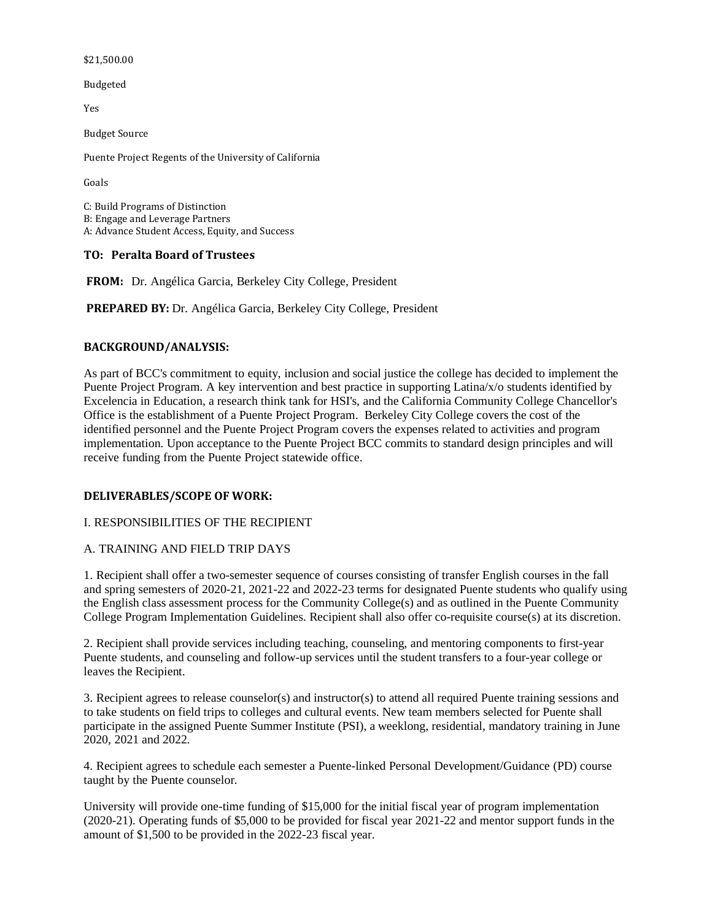$21,500.00

Budgeted

Yes

Budget Source

Puente Project Regents of the University of California

Goals

C: Build Programs of Distinction
B: Engage and Leverage Partners
A: Advance Student Access, Equity, and Success

**TO: Peralta Board of Trustees**

**FROM:** Dr. Angélica Garcia, Berkeley City College, President

**PREPARED BY:** Dr. Angélica Garcia, Berkeley City College, President

**BACKGROUND/ANALYSIS:**

As part of BCC's commitment to equity, inclusion and social justice the college has decided to implement the Puente Project Program. A key intervention and best practice in supporting Latina/x/o students identified by Excelencia in Education, a research think tank for HSI's, and the California Community College Chancellor's Office is the establishment of a Puente Project Program. Berkeley City College covers the cost of the identified personnel and the Puente Project Program covers the expenses related to activities and program implementation. Upon acceptance to the Puente Project BCC commits to standard design principles and will receive funding from the Puente Project statewide office.

**DELIVERABLES/SCOPE OF WORK:**

I. RESPONSIBILITIES OF THE RECIPIENT

A. TRAINING AND FIELD TRIP DAYS

1. Recipient shall offer a two-semester sequence of courses consisting of transfer English courses in the fall and spring semesters of 2020-21, 2021-22 and 2022-23 terms for designated Puente students who qualify using the English class assessment process for the Community College(s) and as outlined in the Puente Community College Program Implementation Guidelines. Recipient shall also offer co-requisite course(s) at its discretion.

2. Recipient shall provide services including teaching, counseling, and mentoring components to first-year Puente students, and counseling and follow-up services until the student transfers to a four-year college or leaves the Recipient.

3. Recipient agrees to release counselor(s) and instructor(s) to attend all required Puente training sessions and to take students on field trips to colleges and cultural events. New team members selected for Puente shall participate in the assigned Puente Summer Institute (PSI), a weeklong, residential, mandatory training in June 2020, 2021 and 2022.

4. Recipient agrees to schedule each semester a Puente-linked Personal Development/Guidance (PD) course taught by the Puente counselor.

University will provide one-time funding of $15,000 for the initial fiscal year of program implementation (2020-21). Operating funds of $5,000 to be provided for fiscal year 2021-22 and mentor support funds in the amount of $1,500 to be provided in the 2022-23 fiscal year.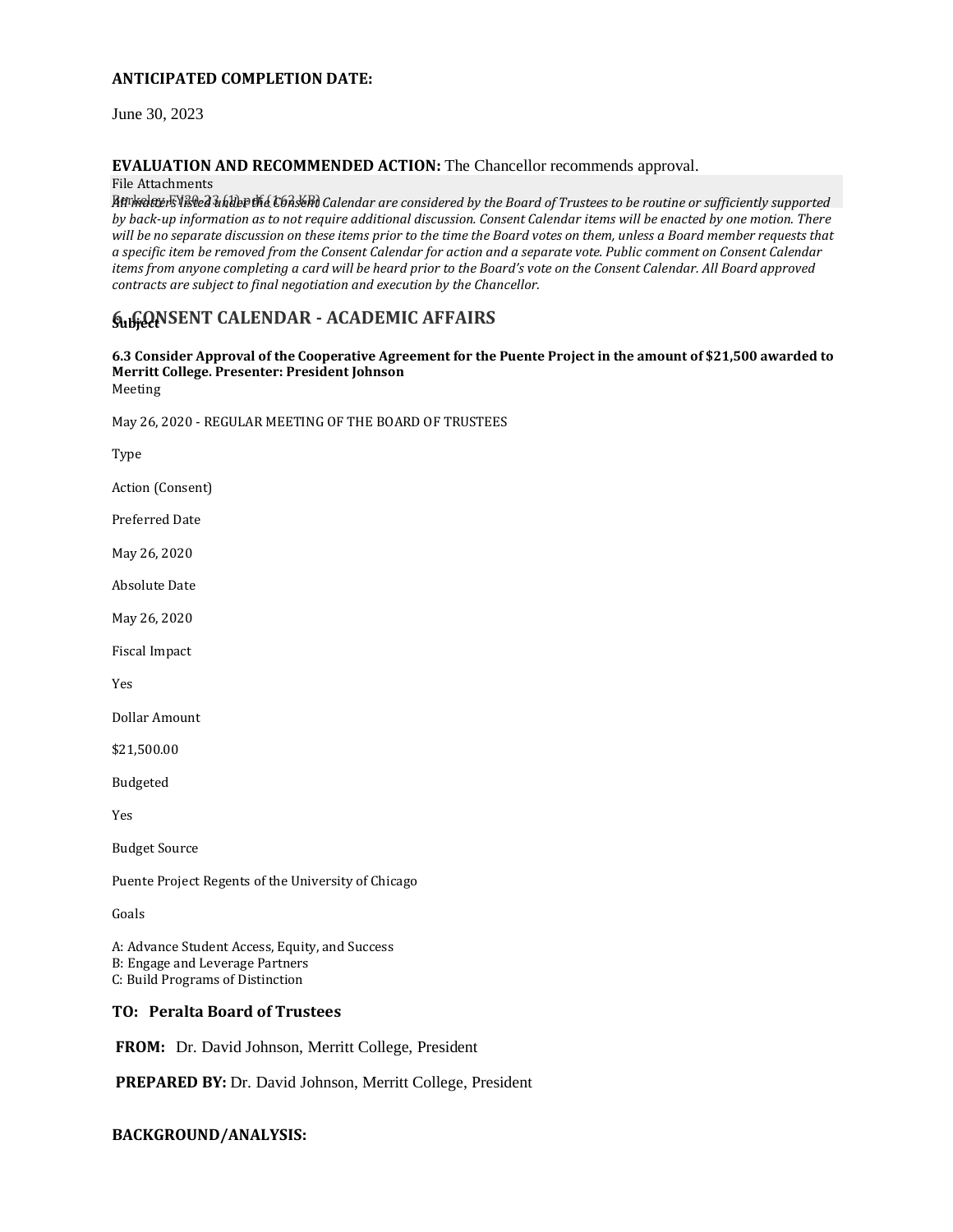**ANTICIPATED COMPLETION DATE:**

June 30, 2023

**EVALUATION AND RECOMMENDED ACTION:** The Chancellor recommends approval.

File Attachments

Berkeley FY20-23 (1).pdf (162 KB)

*All matters listed under the Consent Calendar are considered by the Board of Trustees to be routine or sufficiently supported by back-up information as to not require additional discussion. Consent Calendar items will be enacted by one motion. There will be no separate discussion on these items prior to the time the Board votes on them, unless a Board member requests that a specific item be removed from the Consent Calendar for action and a separate vote. Public comment on Consent Calendar items from anyone completing a card will be heard prior to the Board's vote on the Consent Calendar. All Board approved contracts are subject to final negotiation and execution by the Chancellor.*

## 6. CONSENT CALENDAR - ACADEMIC AFFAIRS

Subject

**6.3 Consider Approval of the Cooperative Agreement for the Puente Project in the amount of $21,500 awarded to Merritt College. Presenter: President Johnson**

Meeting

May 26, 2020 - REGULAR MEETING OF THE BOARD OF TRUSTEES

Type

Action (Consent)

Preferred Date

May 26, 2020

Absolute Date

May 26, 2020

Fiscal Impact

Yes

Dollar Amount

$21,500.00

Budgeted

Yes

Budget Source

Puente Project Regents of the University of Chicago

Goals

A: Advance Student Access, Equity, and Success
B: Engage and Leverage Partners
C: Build Programs of Distinction

**TO: Peralta Board of Trustees**

**FROM:** Dr. David Johnson, Merritt College, President

**PREPARED BY:** Dr. David Johnson, Merritt College, President

**BACKGROUND/ANALYSIS:**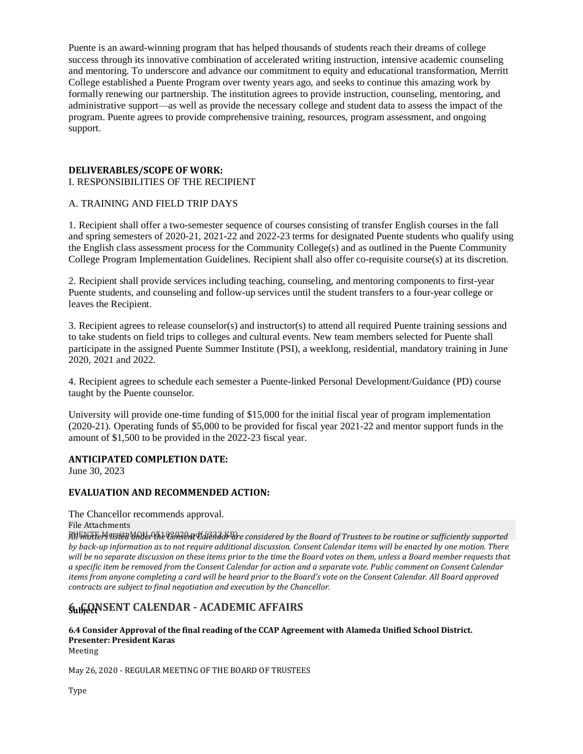Puente is an award-winning program that has helped thousands of students reach their dreams of college success through its innovative combination of accelerated writing instruction, intensive academic counseling and mentoring. To underscore and advance our commitment to equity and educational transformation, Merritt College established a Puente Program over twenty years ago, and seeks to continue this amazing work by formally renewing our partnership. The institution agrees to provide instruction, counseling, mentoring, and administrative support—as well as provide the necessary college and student data to assess the impact of the program. Puente agrees to provide comprehensive training, resources, program assessment, and ongoing support.

**DELIVERABLES/SCOPE OF WORK:**

I. RESPONSIBILITIES OF THE RECIPIENT

A. TRAINING AND FIELD TRIP DAYS

1. Recipient shall offer a two-semester sequence of courses consisting of transfer English courses in the fall and spring semesters of 2020-21, 2021-22 and 2022-23 terms for designated Puente students who qualify using the English class assessment process for the Community College(s) and as outlined in the Puente Community College Program Implementation Guidelines. Recipient shall also offer co-requisite course(s) at its discretion.

2. Recipient shall provide services including teaching, counseling, and mentoring components to first-year Puente students, and counseling and follow-up services until the student transfers to a four-year college or leaves the Recipient.

3. Recipient agrees to release counselor(s) and instructor(s) to attend all required Puente training sessions and to take students on field trips to colleges and cultural events. New team members selected for Puente shall participate in the assigned Puente Summer Institute (PSI), a weeklong, residential, mandatory training in June 2020, 2021 and 2022.

4. Recipient agrees to schedule each semester a Puente-linked Personal Development/Guidance (PD) course taught by the Puente counselor.

University will provide one-time funding of $15,000 for the initial fiscal year of program implementation (2020-21). Operating funds of $5,000 to be provided for fiscal year 2021-22 and mentor support funds in the amount of $1,500 to be provided in the 2022-23 fiscal year.

**ANTICIPATED COMPLETION DATE:**

June 30, 2023

**EVALUATION AND RECOMMENDED ACTION:**

The Chancellor recommends approval.

File Attachments

PUENTE-MerrittMOU-05192020.pdf (332 KB)

*All matters listed under the Consent Calendar are considered by the Board of Trustees to be routine or sufficiently supported by back-up information as to not require additional discussion. Consent Calendar items will be enacted by one motion. There will be no separate discussion on these items prior to the time the Board votes on them, unless a Board member requests that a specific item be removed from the Consent Calendar for action and a separate vote. Public comment on Consent Calendar items from anyone completing a card will be heard prior to the Board's vote on the Consent Calendar. All Board approved contracts are subject to final negotiation and execution by the Chancellor.*

Subject

## 6. CONSENT CALENDAR - ACADEMIC AFFAIRS

**6.4 Consider Approval of the final reading of the CCAP Agreement with Alameda Unified School District. Presenter: President Karas**

Meeting

May 26, 2020 - REGULAR MEETING OF THE BOARD OF TRUSTEES

Type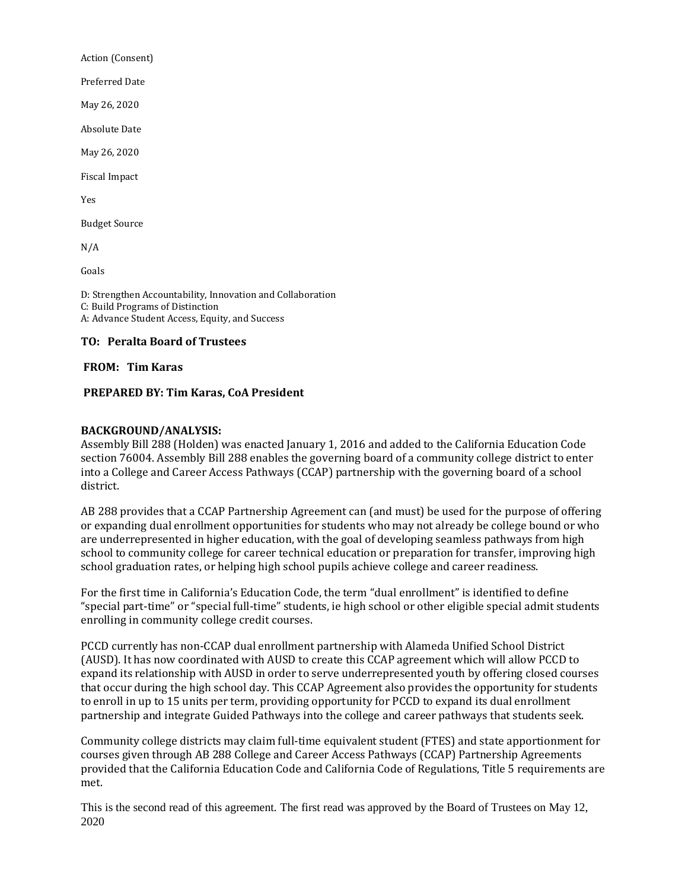Action (Consent)

Preferred Date

May 26, 2020

Absolute Date

May 26, 2020

Fiscal Impact

Yes

Budget Source

N/A

Goals

D: Strengthen Accountability, Innovation and Collaboration
C: Build Programs of Distinction
A: Advance Student Access, Equity, and Success

**TO: Peralta Board of Trustees**

**FROM: Tim Karas**

**PREPARED BY: Tim Karas, CoA President**

**BACKGROUND/ANALYSIS:**
Assembly Bill 288 (Holden) was enacted January 1, 2016 and added to the California Education Code section 76004. Assembly Bill 288 enables the governing board of a community college district to enter into a College and Career Access Pathways (CCAP) partnership with the governing board of a school district.

AB 288 provides that a CCAP Partnership Agreement can (and must) be used for the purpose of offering or expanding dual enrollment opportunities for students who may not already be college bound or who are underrepresented in higher education, with the goal of developing seamless pathways from high school to community college for career technical education or preparation for transfer, improving high school graduation rates, or helping high school pupils achieve college and career readiness.

For the first time in California's Education Code, the term "dual enrollment" is identified to define "special part-time" or "special full-time" students, ie high school or other eligible special admit students enrolling in community college credit courses.

PCCD currently has non-CCAP dual enrollment partnership with Alameda Unified School District (AUSD). It has now coordinated with AUSD to create this CCAP agreement which will allow PCCD to expand its relationship with AUSD in order to serve underrepresented youth by offering closed courses that occur during the high school day. This CCAP Agreement also provides the opportunity for students to enroll in up to 15 units per term, providing opportunity for PCCD to expand its dual enrollment partnership and integrate Guided Pathways into the college and career pathways that students seek.

Community college districts may claim full-time equivalent student (FTES) and state apportionment for courses given through AB 288 College and Career Access Pathways (CCAP) Partnership Agreements provided that the California Education Code and California Code of Regulations, Title 5 requirements are met.

This is the second read of this agreement. The first read was approved by the Board of Trustees on May 12, 2020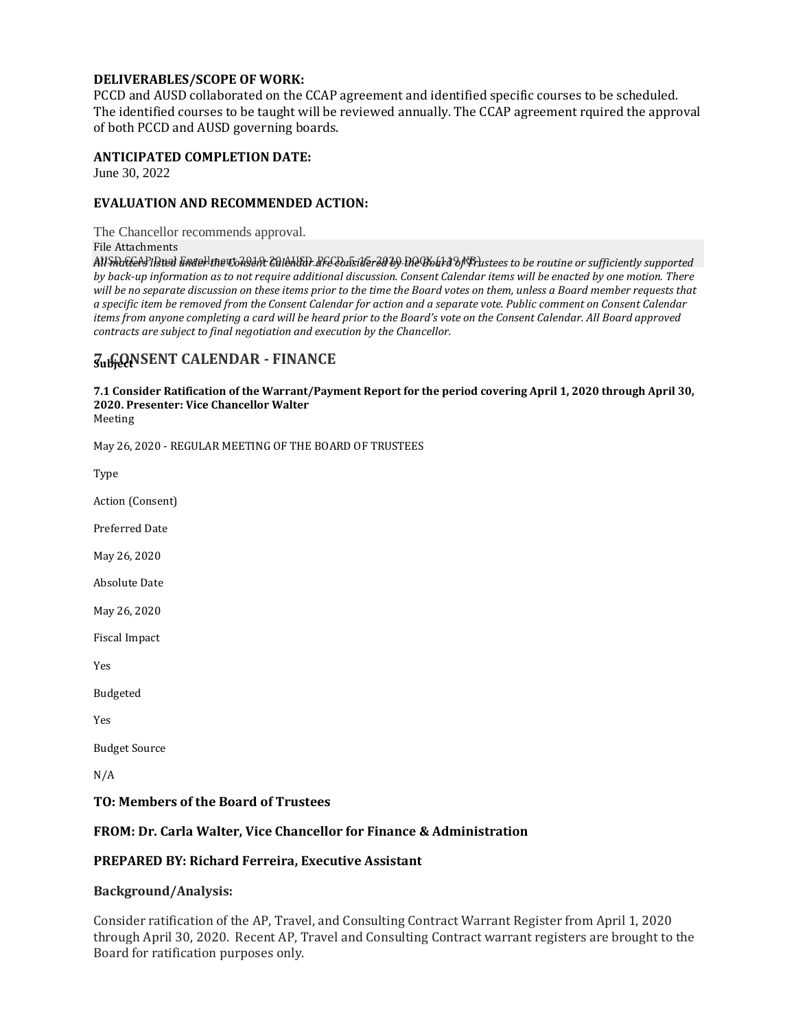**DELIVERABLES/SCOPE OF WORK:**

PCCD and AUSD collaborated on the CCAP agreement and identified specific courses to be scheduled. The identified courses to be taught will be reviewed annually. The CCAP agreement rquired the approval of both PCCD and AUSD governing boards.

**ANTICIPATED COMPLETION DATE:**

June 30, 2022

**EVALUATION AND RECOMMENDED ACTION:**

The Chancellor recommends approval.

File Attachments

AUSD CCAP Dual Enrollment 2019-20 AUSD-PCCD 5-15-2020.DOCX (119 KB)

*All matters listed under the Consent Calendar are considered by the Board of Trustees to be routine or sufficiently supported by back-up information as to not require additional discussion. Consent Calendar items will be enacted by one motion. There will be no separate discussion on these items prior to the time the Board votes on them, unless a Board member requests that a specific item be removed from the Consent Calendar for action and a separate vote. Public comment on Consent Calendar items from anyone completing a card will be heard prior to the Board's vote on the Consent Calendar. All Board approved contracts are subject to final negotiation and execution by the Chancellor.*

## 7. CONSENT CALENDAR - FINANCE

Subject

**7.1 Consider Ratification of the Warrant/Payment Report for the period covering April 1, 2020 through April 30, 2020. Presenter: Vice Chancellor Walter**

Meeting

May 26, 2020 - REGULAR MEETING OF THE BOARD OF TRUSTEES

Type

Action (Consent)

Preferred Date

May 26, 2020

Absolute Date

May 26, 2020

Fiscal Impact

Yes

Budgeted

Yes

Budget Source

N/A

**TO: Members of the Board of Trustees**

**FROM: Dr. Carla Walter, Vice Chancellor for Finance & Administration**

**PREPARED BY: Richard Ferreira, Executive Assistant**

**Background/Analysis:**

Consider ratification of the AP, Travel, and Consulting Contract Warrant Register from April 1, 2020 through April 30, 2020. Recent AP, Travel and Consulting Contract warrant registers are brought to the Board for ratification purposes only.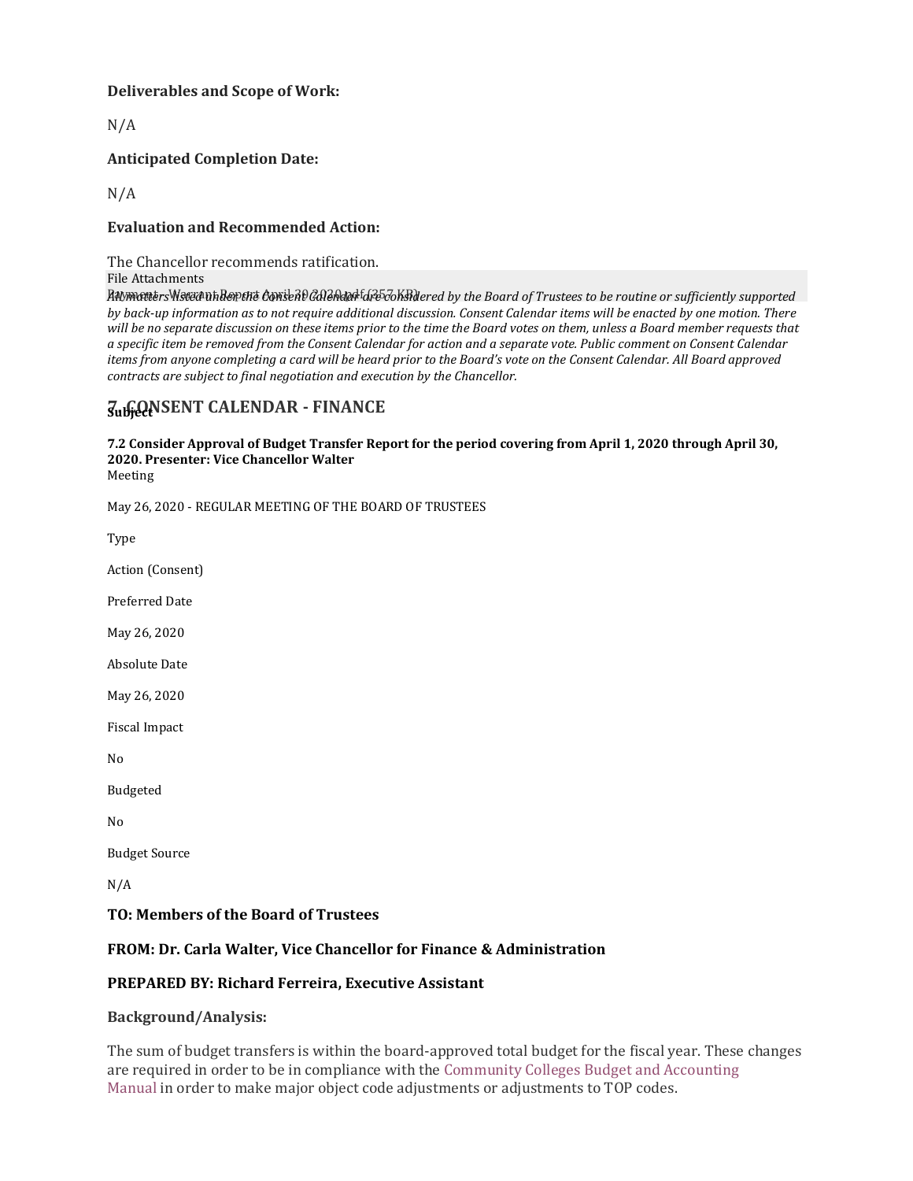### Deliverables and Scope of Work:

N/A

### Anticipated Completion Date:

N/A

### Evaluation and Recommended Action:

The Chancellor recommends ratification.

File Attachments

Payment - Warrant Report April 30 2020.pdf (357 KB)

*All matters listed under the Consent Calendar are considered by the Board of Trustees to be routine or sufficiently supported by back-up information as to not require additional discussion. Consent Calendar items will be enacted by one motion. There will be no separate discussion on these items prior to the time the Board votes on them, unless a Board member requests that a specific item be removed from the Consent Calendar for action and a separate vote. Public comment on Consent Calendar items from anyone completing a card will be heard prior to the Board's vote on the Consent Calendar. All Board approved contracts are subject to final negotiation and execution by the Chancellor.*

## 7. CONSENT CALENDAR - FINANCE

Subject

**7.2 Consider Approval of Budget Transfer Report for the period covering from April 1, 2020 through April 30, 2020. Presenter: Vice Chancellor Walter**

Meeting

May 26, 2020 - REGULAR MEETING OF THE BOARD OF TRUSTEES

Type

Action (Consent)

Preferred Date

May 26, 2020

Absolute Date

May 26, 2020

Fiscal Impact

No

Budgeted

No

Budget Source

N/A

### TO: Members of the Board of Trustees

### FROM: Dr. Carla Walter, Vice Chancellor for Finance & Administration

### PREPARED BY: Richard Ferreira, Executive Assistant

### Background/Analysis:

The sum of budget transfers is within the board-approved total budget for the fiscal year. These changes are required in order to be in compliance with the Community Colleges Budget and Accounting Manual in order to make major object code adjustments or adjustments to TOP codes.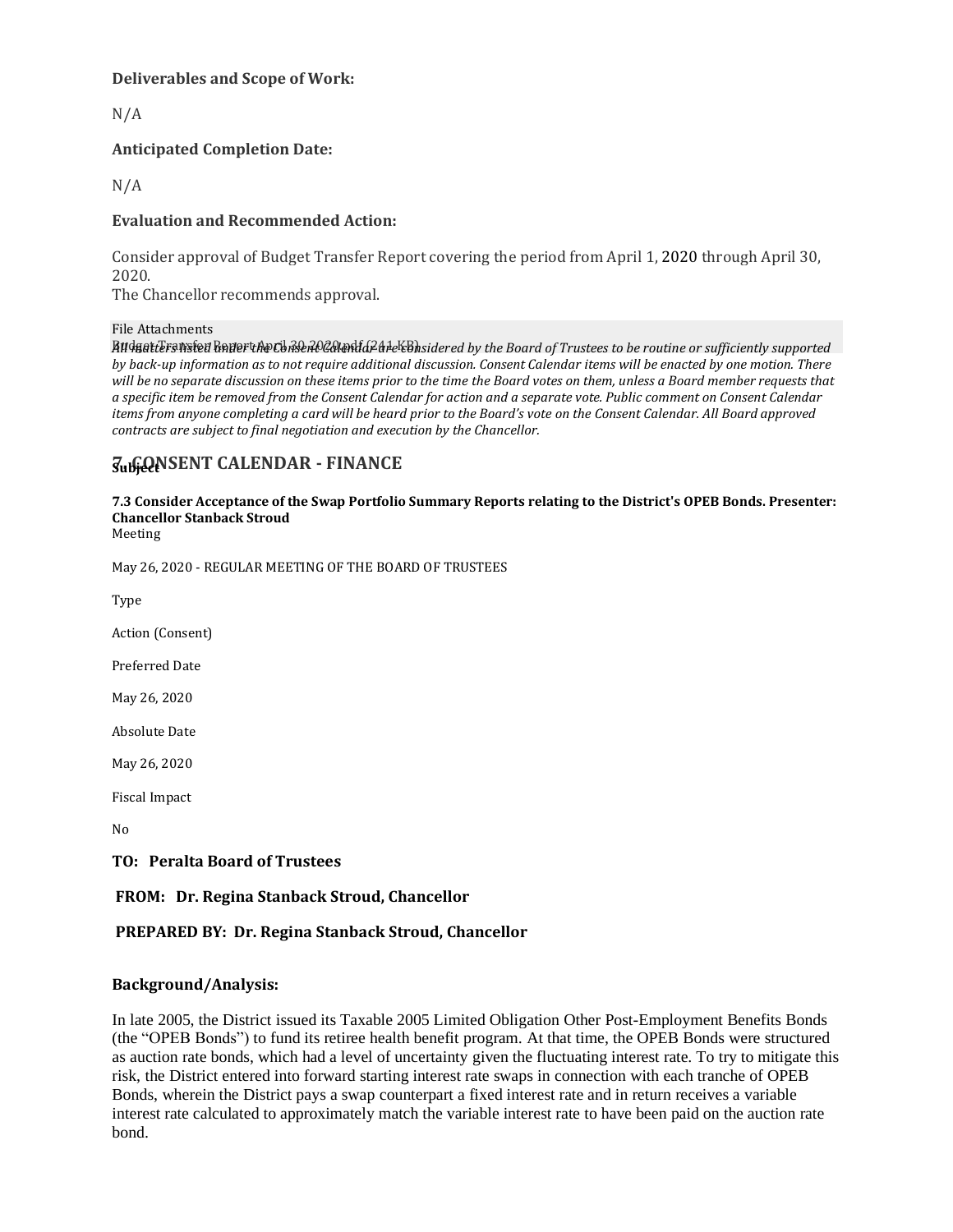### Deliverables and Scope of Work:

N/A

### Anticipated Completion Date:

N/A

### Evaluation and Recommended Action:

Consider approval of Budget Transfer Report covering the period from April 1, 2020 through April 30, 2020.
The Chancellor recommends approval.

File Attachments
Budget Transfer Report April 30 2020.pdf (241 KB)

*All matters listed under the Consent Calendar are considered by the Board of Trustees to be routine or sufficiently supported by back-up information as to not require additional discussion. Consent Calendar items will be enacted by one motion. There will be no separate discussion on these items prior to the time the Board votes on them, unless a Board member requests that a specific item be removed from the Consent Calendar for action and a separate vote. Public comment on Consent Calendar items from anyone completing a card will be heard prior to the Board's vote on the Consent Calendar. All Board approved contracts are subject to final negotiation and execution by the Chancellor.*

## 7. CONSENT CALENDAR - FINANCE

Subject

**7.3 Consider Acceptance of the Swap Portfolio Summary Reports relating to the District's OPEB Bonds. Presenter: Chancellor Stanback Stroud**

Meeting

May 26, 2020 - REGULAR MEETING OF THE BOARD OF TRUSTEES

Type

Action (Consent)

Preferred Date

May 26, 2020

Absolute Date

May 26, 2020

Fiscal Impact

No

**TO: Peralta Board of Trustees**

**FROM: Dr. Regina Stanback Stroud, Chancellor**

**PREPARED BY: Dr. Regina Stanback Stroud, Chancellor**

### Background/Analysis:

In late 2005, the District issued its Taxable 2005 Limited Obligation Other Post-Employment Benefits Bonds (the "OPEB Bonds") to fund its retiree health benefit program. At that time, the OPEB Bonds were structured as auction rate bonds, which had a level of uncertainty given the fluctuating interest rate. To try to mitigate this risk, the District entered into forward starting interest rate swaps in connection with each tranche of OPEB Bonds, wherein the District pays a swap counterpart a fixed interest rate and in return receives a variable interest rate calculated to approximately match the variable interest rate to have been paid on the auction rate bond.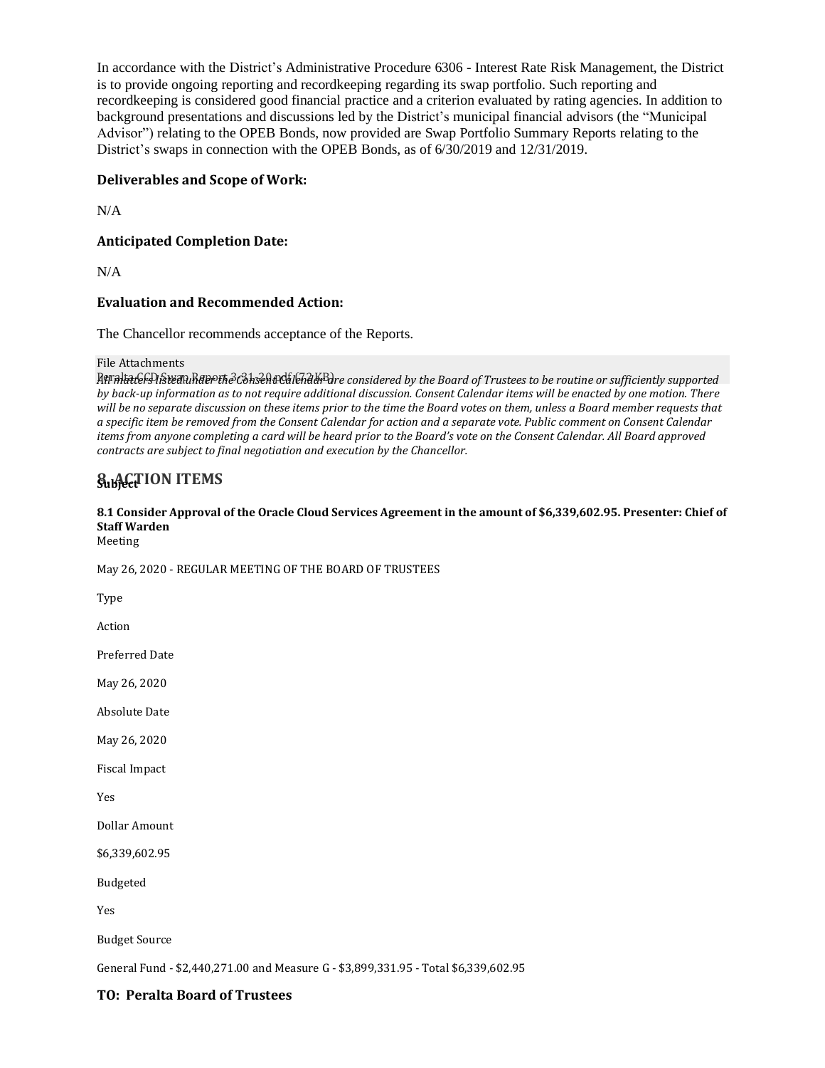In accordance with the District's Administrative Procedure 6306 - Interest Rate Risk Management, the District is to provide ongoing reporting and recordkeeping regarding its swap portfolio. Such reporting and recordkeeping is considered good financial practice and a criterion evaluated by rating agencies. In addition to background presentations and discussions led by the District's municipal financial advisors (the "Municipal Advisor") relating to the OPEB Bonds, now provided are Swap Portfolio Summary Reports relating to the District's swaps in connection with the OPEB Bonds, as of 6/30/2019 and 12/31/2019.

**Deliverables and Scope of Work:**

N/A

**Anticipated Completion Date:**

N/A

**Evaluation and Recommended Action:**

The Chancellor recommends acceptance of the Reports.

File Attachments

Peralta CCD Swap Report 3-31-20.pdf (72KB)

*All matters listed under the Consent Calendar are considered by the Board of Trustees to be routine or sufficiently supported by back-up information as to not require additional discussion. Consent Calendar items will be enacted by one motion. There will be no separate discussion on these items prior to the time the Board votes on them, unless a Board member requests that a specific item be removed from the Consent Calendar for action and a separate vote. Public comment on Consent Calendar items from anyone completing a card will be heard prior to the Board's vote on the Consent Calendar. All Board approved contracts are subject to final negotiation and execution by the Chancellor.*

## 8. ACTION ITEMS

Subject

**8.1 Consider Approval of the Oracle Cloud Services Agreement in the amount of $6,339,602.95. Presenter: Chief of Staff Warden**

Meeting

May 26, 2020 - REGULAR MEETING OF THE BOARD OF TRUSTEES

Type

Action

Preferred Date

May 26, 2020

Absolute Date

May 26, 2020

Fiscal Impact

Yes

Dollar Amount

$6,339,602.95

Budgeted

Yes

Budget Source

General Fund - $2,440,271.00 and Measure G - $3,899,331.95 - Total $6,339,602.95

**TO: Peralta Board of Trustees**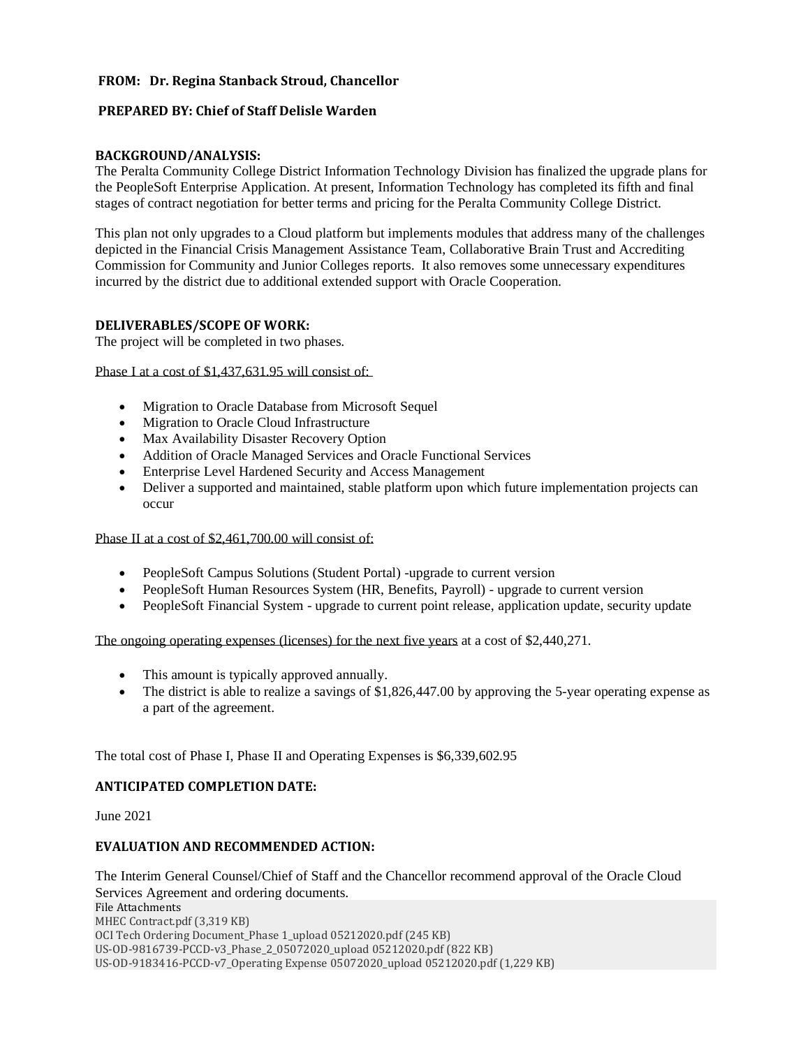**FROM: Dr. Regina Stanback Stroud, Chancellor**

**PREPARED BY: Chief of Staff Delisle Warden**

**BACKGROUND/ANALYSIS:**

The Peralta Community College District Information Technology Division has finalized the upgrade plans for the PeopleSoft Enterprise Application. At present, Information Technology has completed its fifth and final stages of contract negotiation for better terms and pricing for the Peralta Community College District.

This plan not only upgrades to a Cloud platform but implements modules that address many of the challenges depicted in the Financial Crisis Management Assistance Team, Collaborative Brain Trust and Accrediting Commission for Community and Junior Colleges reports. It also removes some unnecessary expenditures incurred by the district due to additional extended support with Oracle Cooperation.

**DELIVERABLES/SCOPE OF WORK:**

The project will be completed in two phases.

Phase I at a cost of $1,437,631.95 will consist of:

- Migration to Oracle Database from Microsoft Sequel
- Migration to Oracle Cloud Infrastructure
- Max Availability Disaster Recovery Option
- Addition of Oracle Managed Services and Oracle Functional Services
- Enterprise Level Hardened Security and Access Management
- Deliver a supported and maintained, stable platform upon which future implementation projects can occur

Phase II at a cost of $2,461,700.00 will consist of:

- PeopleSoft Campus Solutions (Student Portal) -upgrade to current version
- PeopleSoft Human Resources System (HR, Benefits, Payroll) - upgrade to current version
- PeopleSoft Financial System - upgrade to current point release, application update, security update

The ongoing operating expenses (licenses) for the next five years at a cost of $2,440,271.

- This amount is typically approved annually.
- The district is able to realize a savings of $1,826,447.00 by approving the 5-year operating expense as a part of the agreement.

The total cost of Phase I, Phase II and Operating Expenses is $6,339,602.95

**ANTICIPATED COMPLETION DATE:**

June 2021

**EVALUATION AND RECOMMENDED ACTION:**

The Interim General Counsel/Chief of Staff and the Chancellor recommend approval of the Oracle Cloud Services Agreement and ordering documents.

File Attachments

MHEC Contract.pdf (3,319 KB)

OCI Tech Ordering Document_Phase 1_upload 05212020.pdf (245 KB)

US-OD-9816739-PCCD-v3_Phase_2_05072020_upload 05212020.pdf (822 KB)

US-OD-9183416-PCCD-v7_Operating Expense 05072020_upload 05212020.pdf (1,229 KB)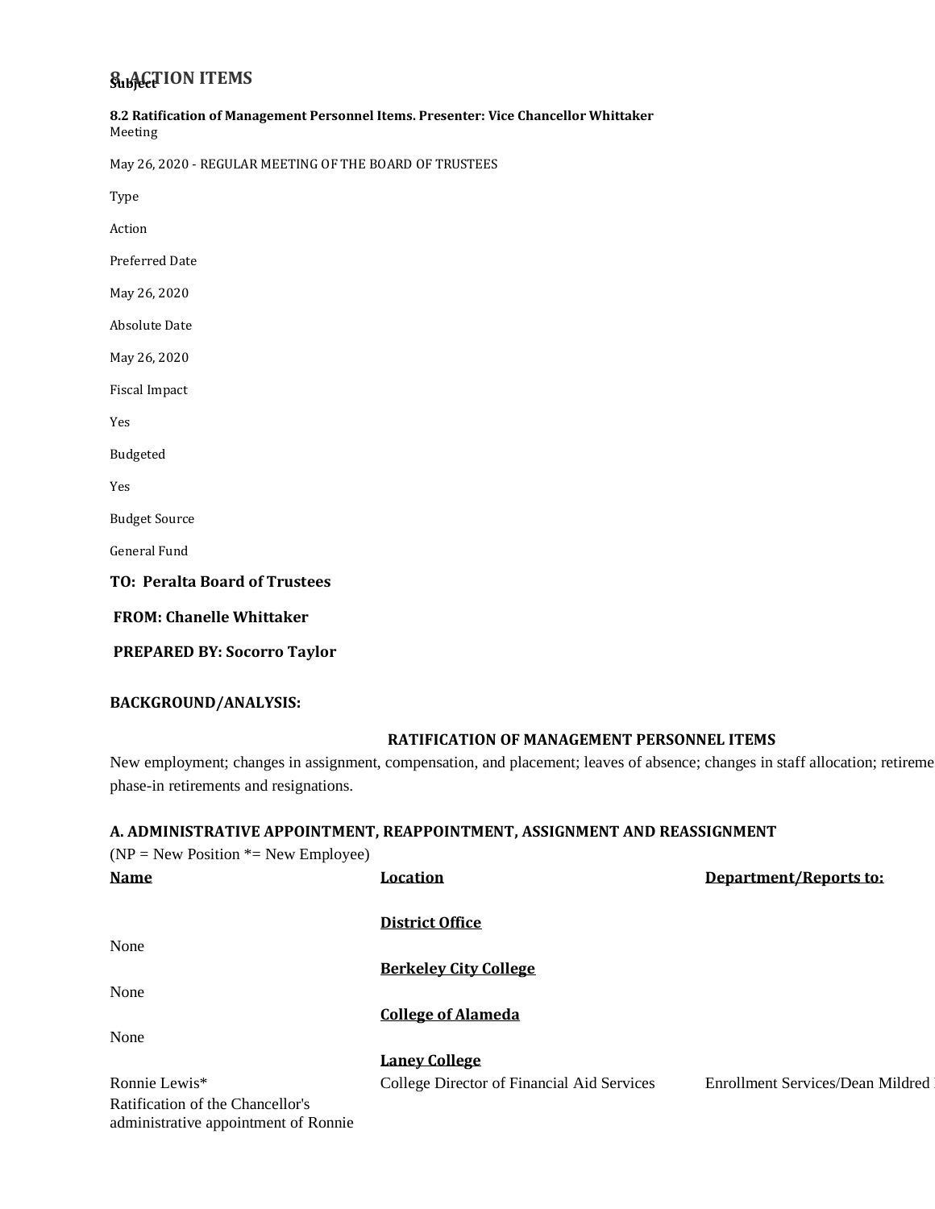# 8. ACTION ITEMS

Subject

**8.2 Ratification of Management Personnel Items. Presenter: Vice Chancellor Whittaker**

Meeting

May 26, 2020 - REGULAR MEETING OF THE BOARD OF TRUSTEES

Type

Action

Preferred Date

May 26, 2020

Absolute Date

May 26, 2020

Fiscal Impact

Yes

Budgeted

Yes

Budget Source

General Fund

**TO: Peralta Board of Trustees**

**FROM: Chanelle Whittaker**

**PREPARED BY: Socorro Taylor**

**BACKGROUND/ANALYSIS:**

**RATIFICATION OF MANAGEMENT PERSONNEL ITEMS**

New employment; changes in assignment, compensation, and placement; leaves of absence; changes in staff allocation; retireme phase-in retirements and resignations.

**A. ADMINISTRATIVE APPOINTMENT, REAPPOINTMENT, ASSIGNMENT AND REASSIGNMENT**

(NP = New Position *= New Employee)

| **Name** | **Location** | **Department/Reports to:** |
|---|---|---|
| | **District Office** | |
| None | | |
| | **Berkeley City College** | |
| None | | |
| | **College of Alameda** | |
| None | | |
| | **Laney College** | |
| Ronnie Lewis* | College Director of Financial Aid Services | Enrollment Services/Dean Mildred |
| Ratification of the Chancellor's administrative appointment of Ronnie | | |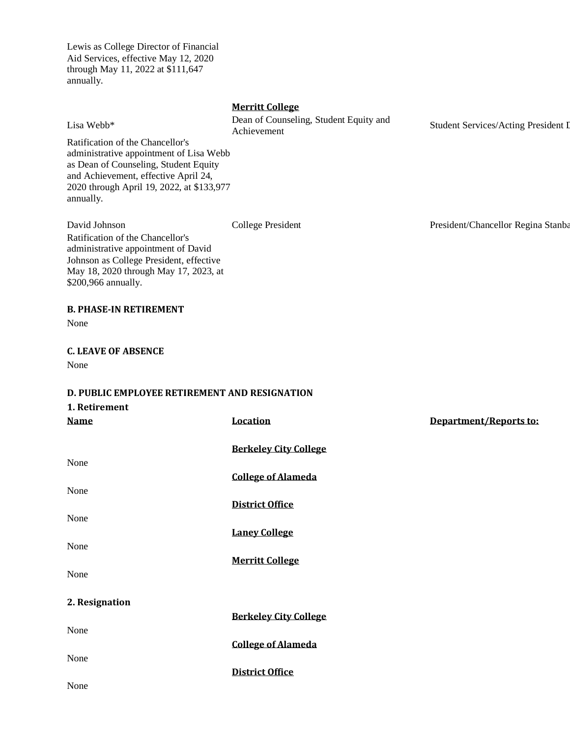Lewis as College Director of Financial Aid Services, effective May 12, 2020 through May 11, 2022 at $111,647 annually.

| | | |
|---|---|---|
| | **Merritt College** | |
| Lisa Webb* | Dean of Counseling, Student Equity and Achievement | Student Services/Acting President D |
| Ratification of the Chancellor's administrative appointment of Lisa Webb as Dean of Counseling, Student Equity and Achievement, effective April 24, 2020 through April 19, 2022, at $133,977 annually. | | |
| David Johnson | College President | President/Chancellor Regina Stanba |
| Ratification of the Chancellor's administrative appointment of David Johnson as College President, effective May 18, 2020 through May 17, 2023, at $200,966 annually. | | |

**B. PHASE-IN RETIREMENT**

None

**C. LEAVE OF ABSENCE**

None

**D. PUBLIC EMPLOYEE RETIREMENT AND RESIGNATION**

**1. Retirement**

| Name | Location | Department/Reports to: |
|---|---|---|
| | **Berkeley City College** | |
| None | | |
| | **College of Alameda** | |
| None | | |
| | **District Office** | |
| None | | |
| | **Laney College** | |
| None | | |
| | **Merritt College** | |
| None | | |

**2. Resignation**

| | | |
|---|---|---|
| | **Berkeley City College** | |
| None | | |
| | **College of Alameda** | |
| None | | |
| | **District Office** | |
| None | | |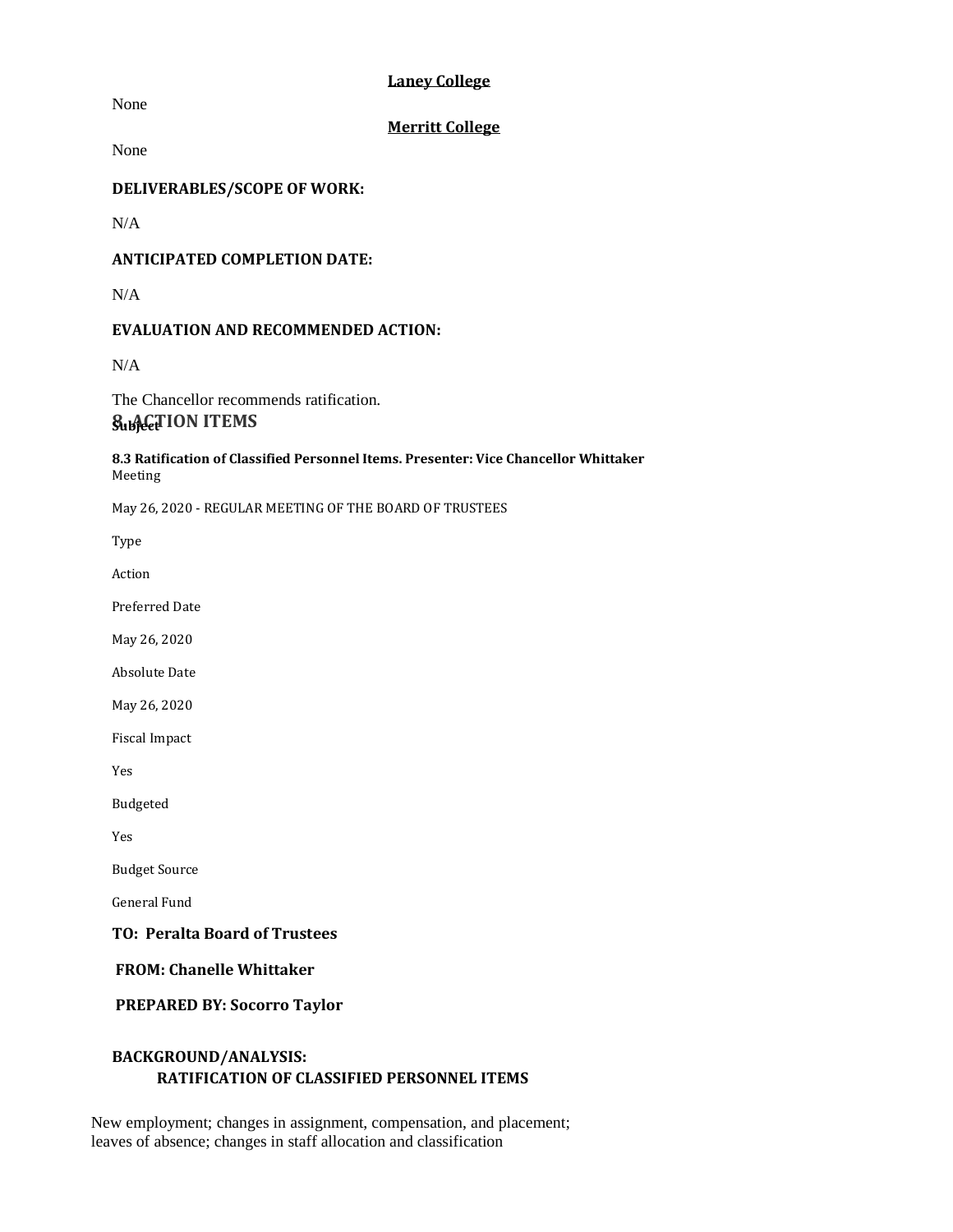**Laney College**

None

**Merritt College**

None

**DELIVERABLES/SCOPE OF WORK:**

N/A

**ANTICIPATED COMPLETION DATE:**

N/A

**EVALUATION AND RECOMMENDED ACTION:**

N/A

The Chancellor recommends ratification.

Subject

## 8. ACTION ITEMS

**8.3 Ratification of Classified Personnel Items. Presenter: Vice Chancellor Whittaker**

Meeting

May 26, 2020 - REGULAR MEETING OF THE BOARD OF TRUSTEES

Type

Action

Preferred Date

May 26, 2020

Absolute Date

May 26, 2020

Fiscal Impact

Yes

Budgeted

Yes

Budget Source

General Fund

**TO: Peralta Board of Trustees**

**FROM: Chanelle Whittaker**

**PREPARED BY: Socorro Taylor**

**BACKGROUND/ANALYSIS:**

**RATIFICATION OF CLASSIFIED PERSONNEL ITEMS**

New employment; changes in assignment, compensation, and placement; leaves of absence; changes in staff allocation and classification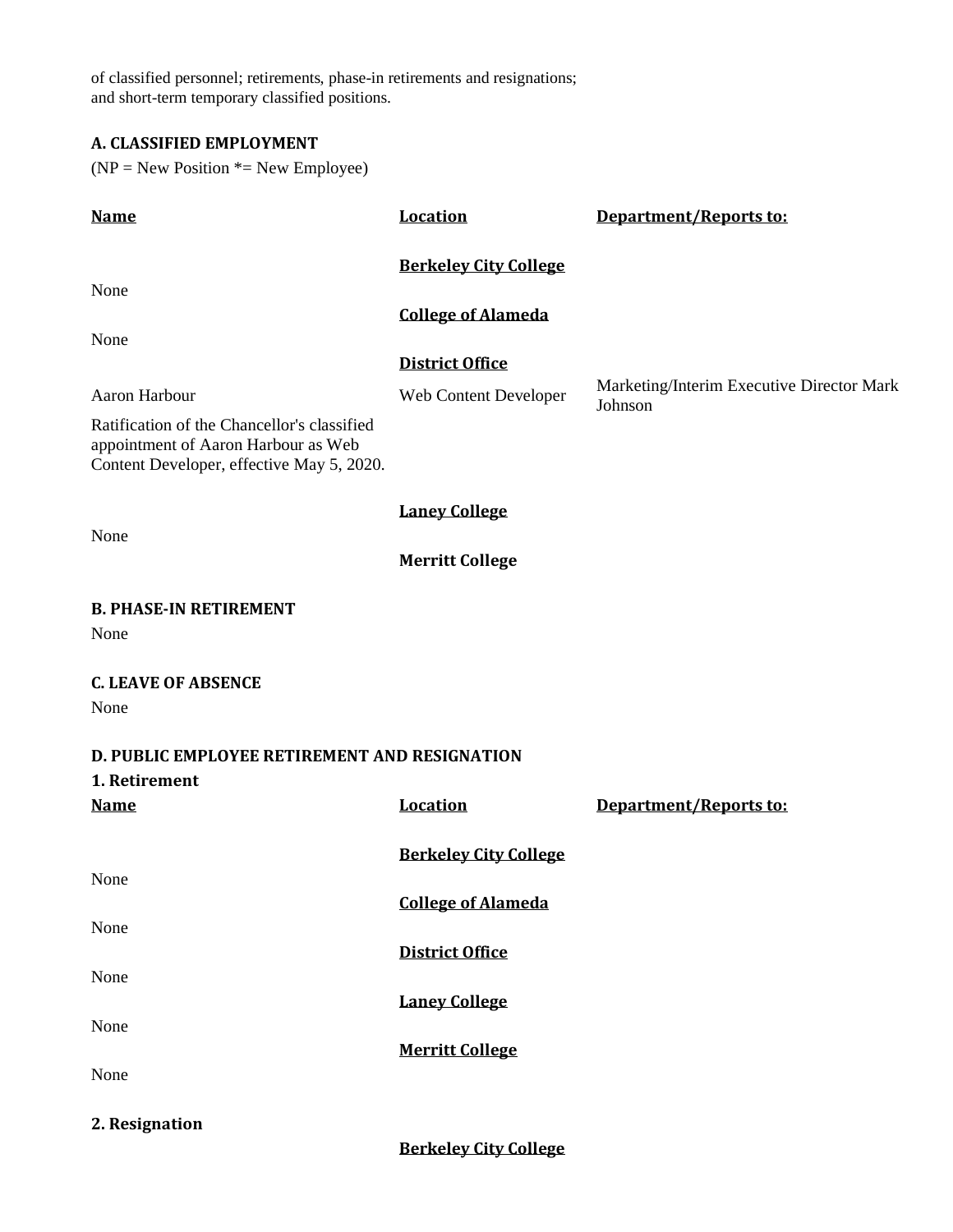of classified personnel; retirements, phase-in retirements and resignations; and short-term temporary classified positions.

### A. CLASSIFIED EMPLOYMENT

(NP = New Position *= New Employee)

| Name | Location | Department/Reports to: |
|---|---|---|
| | **Berkeley City College** | |
| None | | |
| | **College of Alameda** | |
| None | | |
| | **District Office** | |
| Aaron Harbour | Web Content Developer | Marketing/Interim Executive Director Mark Johnson |
| Ratification of the Chancellor's classified appointment of Aaron Harbour as Web Content Developer, effective May 5, 2020. | | |
| | **Laney College** | |
| None | | |
| | **Merritt College** | |

### B. PHASE-IN RETIREMENT

None

### C. LEAVE OF ABSENCE

None

### D. PUBLIC EMPLOYEE RETIREMENT AND RESIGNATION

#### 1. Retirement

| Name | Location | Department/Reports to: |
|---|---|---|
| | **Berkeley City College** | |
| None | | |
| | **College of Alameda** | |
| None | | |
| | **District Office** | |
| None | | |
| | **Laney College** | |
| None | | |
| | **Merritt College** | |
| None | | |

#### 2. Resignation

**Berkeley City College**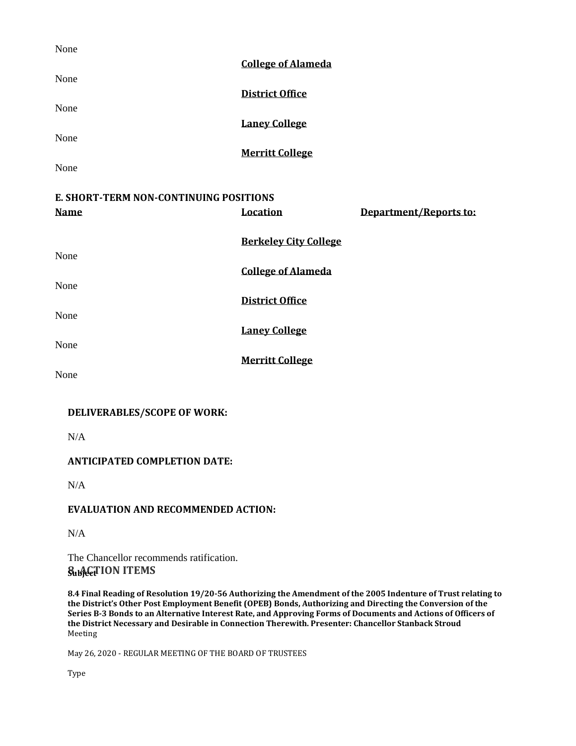None

**College of Alameda**

None

**District Office**

None

**Laney College**

None

**Merritt College**

None

**E. SHORT-TERM NON-CONTINUING POSITIONS**

| Name | Location | Department/Reports to: |
|---|---|---|
| | **Berkeley City College** | |
| None | | |
| | **College of Alameda** | |
| None | | |
| | **District Office** | |
| None | | |
| | **Laney College** | |
| None | | |
| | **Merritt College** | |
| None | | |

**DELIVERABLES/SCOPE OF WORK:**

N/A

**ANTICIPATED COMPLETION DATE:**

N/A

**EVALUATION AND RECOMMENDED ACTION:**

N/A

The Chancellor recommends ratification.

**Subject**

**8. ACTION ITEMS**

**8.4 Final Reading of Resolution 19/20-56 Authorizing the Amendment of the 2005 Indenture of Trust relating to the District's Other Post Employment Benefit (OPEB) Bonds, Authorizing and Directing the Conversion of the Series B-3 Bonds to an Alternative Interest Rate, and Approving Forms of Documents and Actions of Officers of the District Necessary and Desirable in Connection Therewith. Presenter: Chancellor Stanback Stroud**

Meeting

May 26, 2020 - REGULAR MEETING OF THE BOARD OF TRUSTEES

Type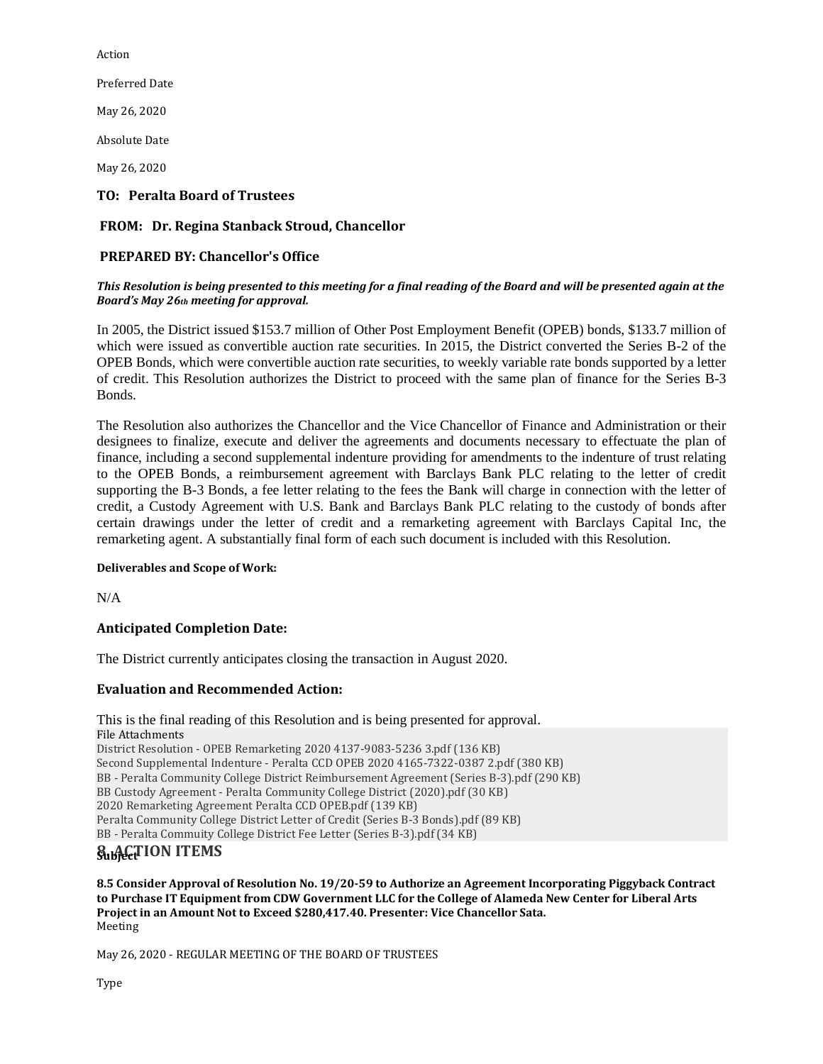Action

Preferred Date

May 26, 2020

Absolute Date

May 26, 2020

**TO: Peralta Board of Trustees**

**FROM: Dr. Regina Stanback Stroud, Chancellor**

**PREPARED BY: Chancellor's Office**

***This Resolution is being presented to this meeting for a final reading of the Board and will be presented again at the Board's May 26th meeting for approval.***

In 2005, the District issued $153.7 million of Other Post Employment Benefit (OPEB) bonds, $133.7 million of which were issued as convertible auction rate securities. In 2015, the District converted the Series B-2 of the OPEB Bonds, which were convertible auction rate securities, to weekly variable rate bonds supported by a letter of credit. This Resolution authorizes the District to proceed with the same plan of finance for the Series B-3 Bonds.

The Resolution also authorizes the Chancellor and the Vice Chancellor of Finance and Administration or their designees to finalize, execute and deliver the agreements and documents necessary to effectuate the plan of finance, including a second supplemental indenture providing for amendments to the indenture of trust relating to the OPEB Bonds, a reimbursement agreement with Barclays Bank PLC relating to the letter of credit supporting the B-3 Bonds, a fee letter relating to the fees the Bank will charge in connection with the letter of credit, a Custody Agreement with U.S. Bank and Barclays Bank PLC relating to the custody of bonds after certain drawings under the letter of credit and a remarketing agreement with Barclays Capital Inc, the remarketing agent. A substantially final form of each such document is included with this Resolution.

**Deliverables and Scope of Work:**

N/A

**Anticipated Completion Date:**

The District currently anticipates closing the transaction in August 2020.

**Evaluation and Recommended Action:**

This is the final reading of this Resolution and is being presented for approval.

File Attachments

District Resolution - OPEB Remarketing 2020 4137-9083-5236 3.pdf (136 KB)
Second Supplemental Indenture - Peralta CCD OPEB 2020 4165-7322-0387 2.pdf (380 KB)
BB - Peralta Community College District Reimbursement Agreement (Series B-3).pdf (290 KB)
BB Custody Agreement - Peralta Community College District (2020).pdf (30 KB)
2020 Remarketing Agreement Peralta CCD OPEB.pdf (139 KB)
Peralta Community College District Letter of Credit (Series B-3 Bonds).pdf (89 KB)
BB - Peralta Commuity College District Fee Letter (Series B-3).pdf (34 KB)

Subject

## 8. ACTION ITEMS

**8.5 Consider Approval of Resolution No. 19/20-59 to Authorize an Agreement Incorporating Piggyback Contract to Purchase IT Equipment from CDW Government LLC for the College of Alameda New Center for Liberal Arts Project in an Amount Not to Exceed $280,417.40. Presenter: Vice Chancellor Sata.**

Meeting

May 26, 2020 - REGULAR MEETING OF THE BOARD OF TRUSTEES

Type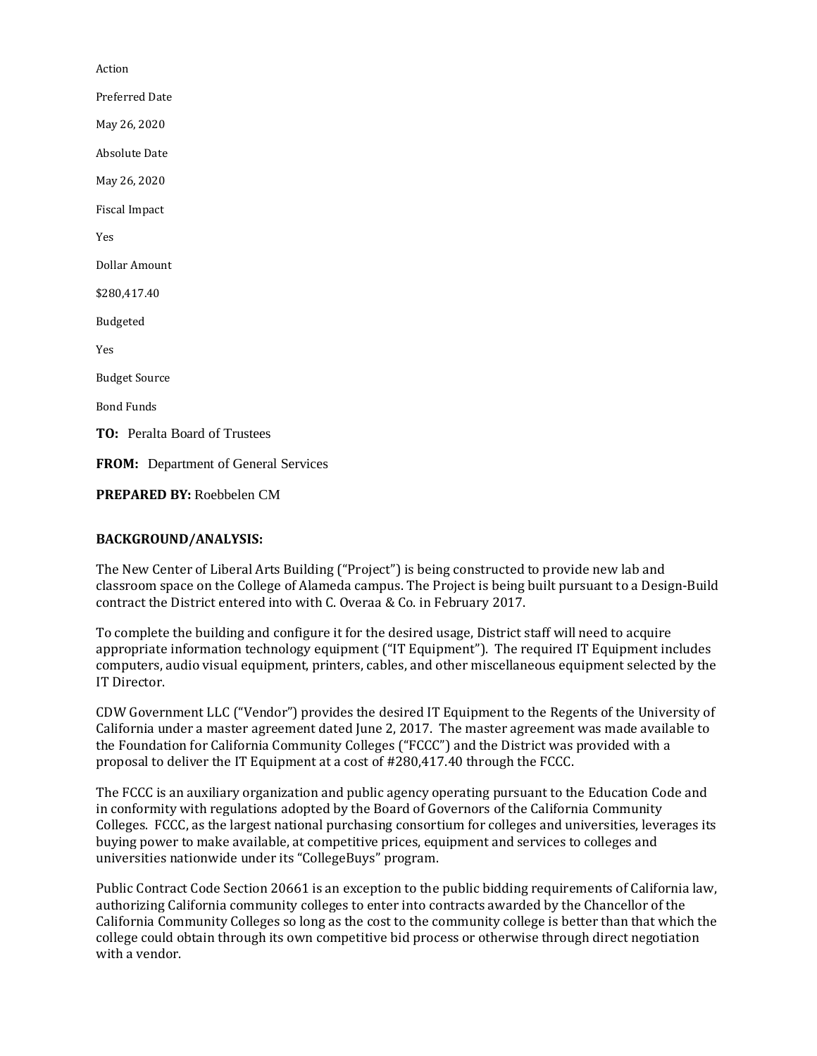Action

Preferred Date

May 26, 2020

Absolute Date

May 26, 2020

Fiscal Impact

Yes

Dollar Amount

$280,417.40

Budgeted

Yes

Budget Source

Bond Funds

**TO:** Peralta Board of Trustees

**FROM:** Department of General Services

**PREPARED BY:** Roebbelen CM

**BACKGROUND/ANALYSIS:**

The New Center of Liberal Arts Building ("Project") is being constructed to provide new lab and classroom space on the College of Alameda campus. The Project is being built pursuant to a Design-Build contract the District entered into with C. Overaa & Co. in February 2017.

To complete the building and configure it for the desired usage, District staff will need to acquire appropriate information technology equipment ("IT Equipment"). The required IT Equipment includes computers, audio visual equipment, printers, cables, and other miscellaneous equipment selected by the IT Director.

CDW Government LLC ("Vendor") provides the desired IT Equipment to the Regents of the University of California under a master agreement dated June 2, 2017. The master agreement was made available to the Foundation for California Community Colleges ("FCCC") and the District was provided with a proposal to deliver the IT Equipment at a cost of #280,417.40 through the FCCC.

The FCCC is an auxiliary organization and public agency operating pursuant to the Education Code and in conformity with regulations adopted by the Board of Governors of the California Community Colleges. FCCC, as the largest national purchasing consortium for colleges and universities, leverages its buying power to make available, at competitive prices, equipment and services to colleges and universities nationwide under its "CollegeBuys" program.

Public Contract Code Section 20661 is an exception to the public bidding requirements of California law, authorizing California community colleges to enter into contracts awarded by the Chancellor of the California Community Colleges so long as the cost to the community college is better than that which the college could obtain through its own competitive bid process or otherwise through direct negotiation with a vendor.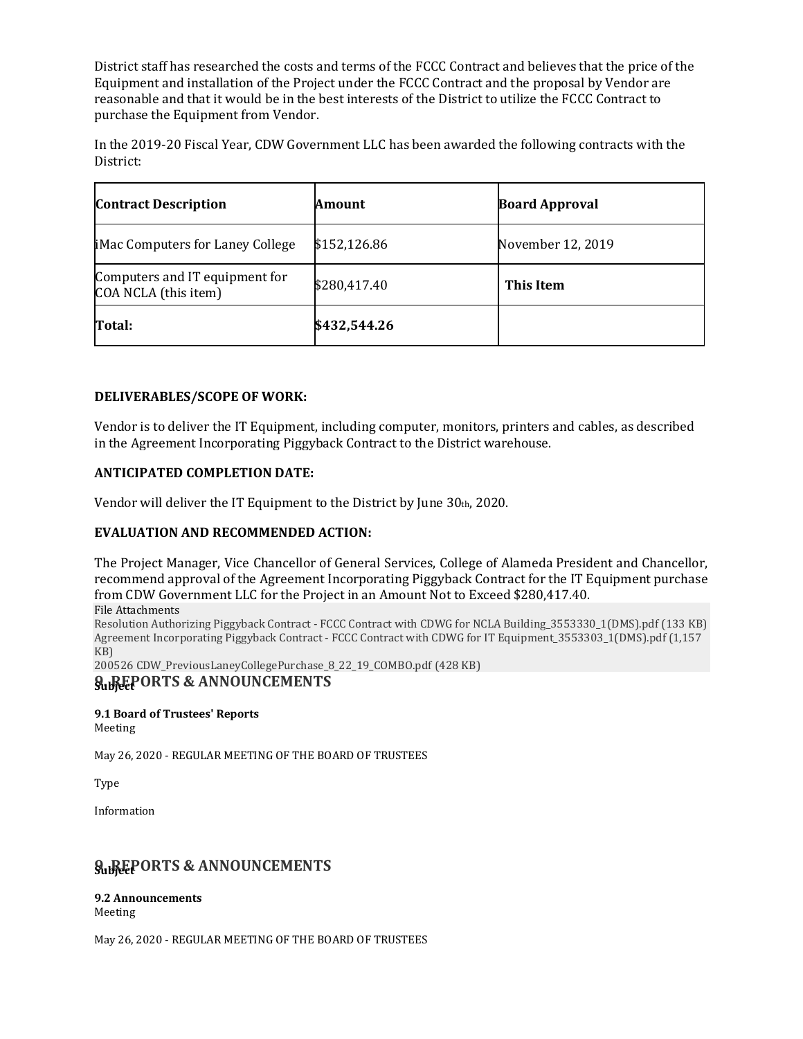District staff has researched the costs and terms of the FCCC Contract and believes that the price of the Equipment and installation of the Project under the FCCC Contract and the proposal by Vendor are reasonable and that it would be in the best interests of the District to utilize the FCCC Contract to purchase the Equipment from Vendor.

In the 2019-20 Fiscal Year, CDW Government LLC has been awarded the following contracts with the District:

| Contract Description | Amount | Board Approval |
|---|---|---|
| iMac Computers for Laney College | $152,126.86 | November 12, 2019 |
| Computers and IT equipment for COA NCLA (this item) | $280,417.40 | **This Item** |
| **Total:** | **$432,544.26** | |

**DELIVERABLES/SCOPE OF WORK:**

Vendor is to deliver the IT Equipment, including computer, monitors, printers and cables, as described in the Agreement Incorporating Piggyback Contract to the District warehouse.

**ANTICIPATED COMPLETION DATE:**

Vendor will deliver the IT Equipment to the District by June 30th, 2020.

**EVALUATION AND RECOMMENDED ACTION:**

The Project Manager, Vice Chancellor of General Services, College of Alameda President and Chancellor, recommend approval of the Agreement Incorporating Piggyback Contract for the IT Equipment purchase from CDW Government LLC for the Project in an Amount Not to Exceed $280,417.40.

File Attachments

Resolution Authorizing Piggyback Contract - FCCC Contract with CDWG for NCLA Building_3553330_1(DMS).pdf (133 KB)
Agreement Incorporating Piggyback Contract - FCCC Contract with CDWG for IT Equipment_3553303_1(DMS).pdf (1,157 KB)
200526 CDW_PreviousLaneyCollegePurchase_8_22_19_COMBO.pdf (428 KB)

Subject

## 9. REPORTS & ANNOUNCEMENTS

**9.1 Board of Trustees' Reports**

Meeting

May 26, 2020 - REGULAR MEETING OF THE BOARD OF TRUSTEES

Type

Information

Subject

## 9. REPORTS & ANNOUNCEMENTS

**9.2 Announcements**

Meeting

May 26, 2020 - REGULAR MEETING OF THE BOARD OF TRUSTEES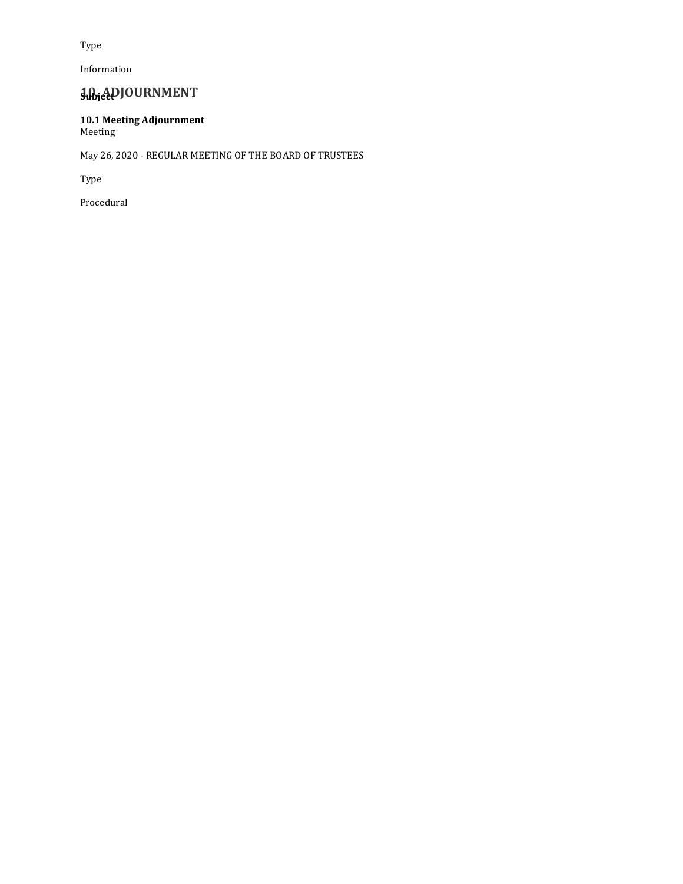Type

Information

Subject

# 10. ADJOURNMENT

**10.1 Meeting Adjournment**

Meeting

May 26, 2020 - REGULAR MEETING OF THE BOARD OF TRUSTEES

Type

Procedural